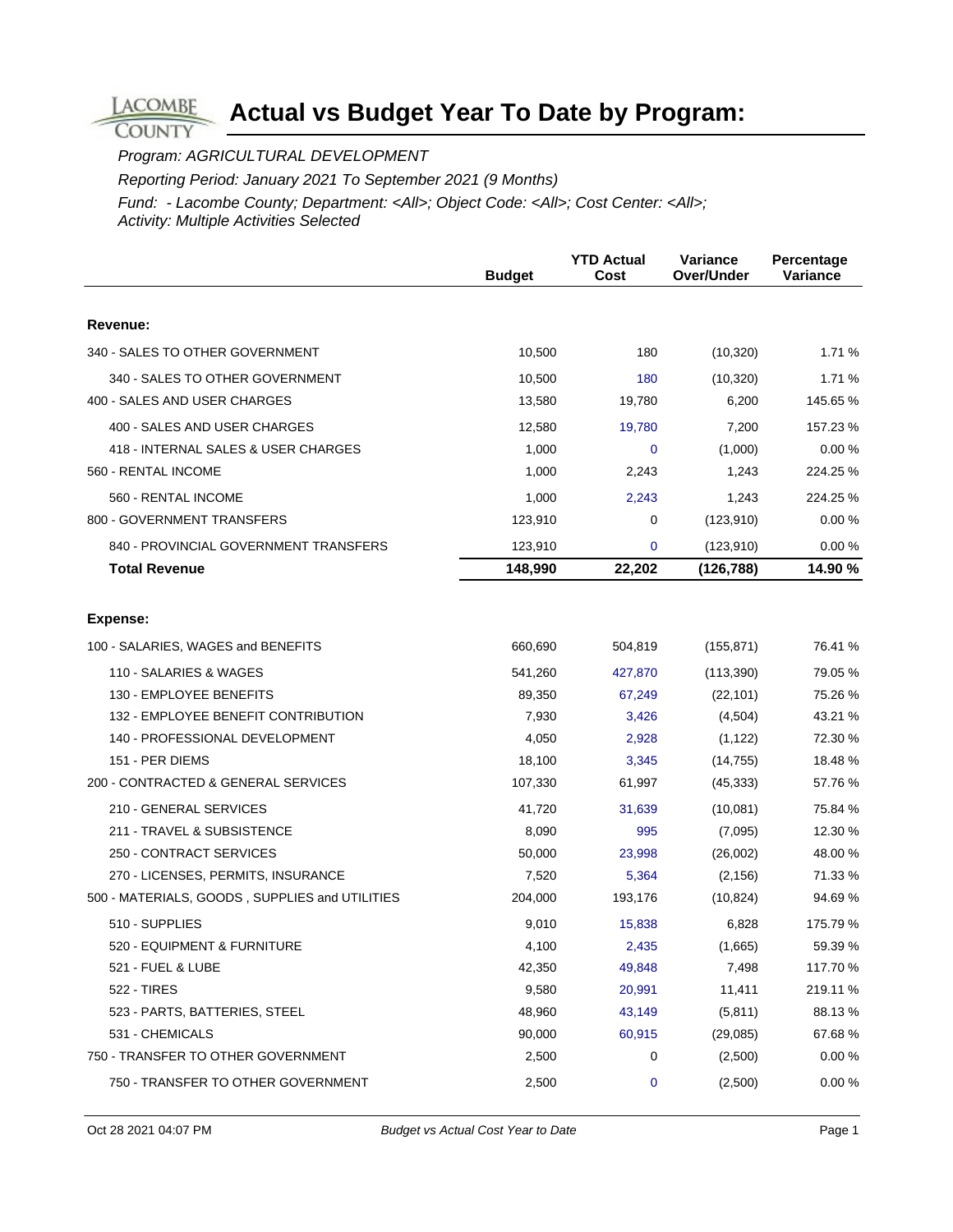# Actual vs Budget Year To Date by Program:

*Program: AGRICULTURAL DEVELOPMENT*

*Reporting Period: January 2021 To September 2021 (9 Months)*

*Fund: - Lacombe County; Department: <All>; Object Code: <All>; Cost Center: <All>; Activity: Multiple Activities Selected*

| | Budget | YTD Actual Cost | Variance Over/Under | Percentage Variance |
|---|---|---|---|---|
| **Revenue:** | | | | |
| 340 - SALES TO OTHER GOVERNMENT | 10,500 | 180 | (10,320) | 1.71 % |
| 340 - SALES TO OTHER GOVERNMENT | 10,500 | 180 | (10,320) | 1.71 % |
| 400 - SALES AND USER CHARGES | 13,580 | 19,780 | 6,200 | 145.65 % |
| 400 - SALES AND USER CHARGES | 12,580 | 19,780 | 7,200 | 157.23 % |
| 418 - INTERNAL SALES & USER CHARGES | 1,000 | 0 | (1,000) | 0.00 % |
| 560 - RENTAL INCOME | 1,000 | 2,243 | 1,243 | 224.25 % |
| 560 - RENTAL INCOME | 1,000 | 2,243 | 1,243 | 224.25 % |
| 800 - GOVERNMENT TRANSFERS | 123,910 | 0 | (123,910) | 0.00 % |
| 840 - PROVINCIAL GOVERNMENT TRANSFERS | 123,910 | 0 | (123,910) | 0.00 % |
| **Total Revenue** | **148,990** | **22,202** | **(126,788)** | **14.90 %** |
| **Expense:** | | | | |
| 100 - SALARIES, WAGES and BENEFITS | 660,690 | 504,819 | (155,871) | 76.41 % |
| 110 - SALARIES & WAGES | 541,260 | 427,870 | (113,390) | 79.05 % |
| 130 - EMPLOYEE BENEFITS | 89,350 | 67,249 | (22,101) | 75.26 % |
| 132 - EMPLOYEE BENEFIT CONTRIBUTION | 7,930 | 3,426 | (4,504) | 43.21 % |
| 140 - PROFESSIONAL DEVELOPMENT | 4,050 | 2,928 | (1,122) | 72.30 % |
| 151 - PER DIEMS | 18,100 | 3,345 | (14,755) | 18.48 % |
| 200 - CONTRACTED & GENERAL SERVICES | 107,330 | 61,997 | (45,333) | 57.76 % |
| 210 - GENERAL SERVICES | 41,720 | 31,639 | (10,081) | 75.84 % |
| 211 - TRAVEL & SUBSISTENCE | 8,090 | 995 | (7,095) | 12.30 % |
| 250 - CONTRACT SERVICES | 50,000 | 23,998 | (26,002) | 48.00 % |
| 270 - LICENSES, PERMITS, INSURANCE | 7,520 | 5,364 | (2,156) | 71.33 % |
| 500 - MATERIALS, GOODS , SUPPLIES and UTILITIES | 204,000 | 193,176 | (10,824) | 94.69 % |
| 510 - SUPPLIES | 9,010 | 15,838 | 6,828 | 175.79 % |
| 520 - EQUIPMENT & FURNITURE | 4,100 | 2,435 | (1,665) | 59.39 % |
| 521 - FUEL & LUBE | 42,350 | 49,848 | 7,498 | 117.70 % |
| 522 - TIRES | 9,580 | 20,991 | 11,411 | 219.11 % |
| 523 - PARTS, BATTERIES, STEEL | 48,960 | 43,149 | (5,811) | 88.13 % |
| 531 - CHEMICALS | 90,000 | 60,915 | (29,085) | 67.68 % |
| 750 - TRANSFER TO OTHER GOVERNMENT | 2,500 | 0 | (2,500) | 0.00 % |
| 750 - TRANSFER TO OTHER GOVERNMENT | 2,500 | 0 | (2,500) | 0.00 % |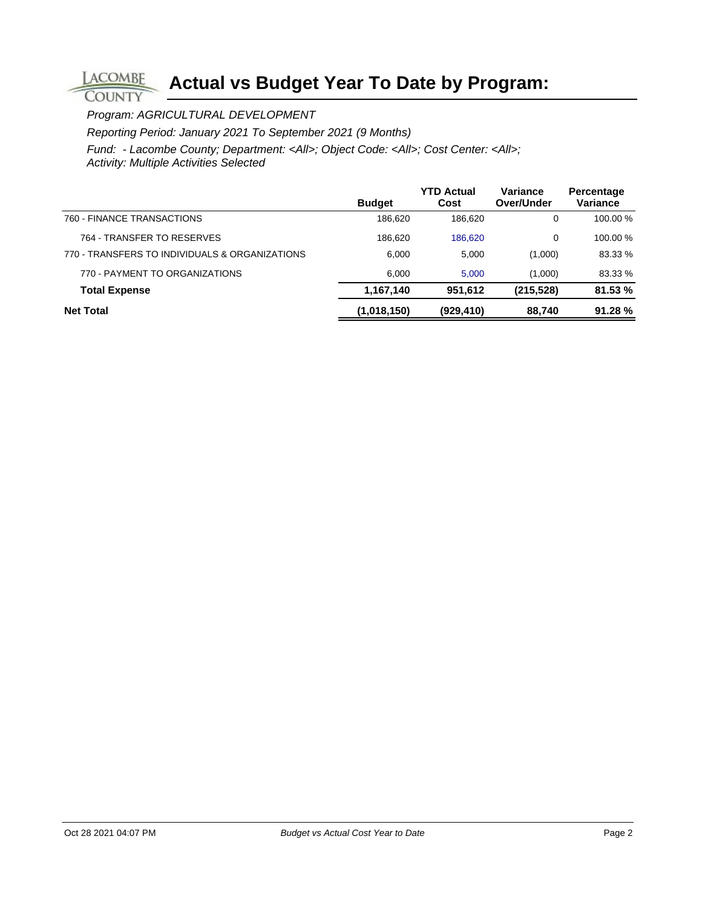# Actual vs Budget Year To Date by Program:

*Program: AGRICULTURAL DEVELOPMENT*

*Reporting Period: January 2021 To September 2021 (9 Months)*

*Fund: - Lacombe County; Department: <All>; Object Code: <All>; Cost Center: <All>; Activity: Multiple Activities Selected*

| | Budget | YTD Actual Cost | Variance Over/Under | Percentage Variance |
|---|---|---|---|---|
| 760 - FINANCE TRANSACTIONS | 186,620 | 186,620 | 0 | 100.00 % |
| 764 - TRANSFER TO RESERVES | 186,620 | 186,620 | 0 | 100.00 % |
| 770 - TRANSFERS TO INDIVIDUALS & ORGANIZATIONS | 6,000 | 5,000 | (1,000) | 83.33 % |
| 770 - PAYMENT TO ORGANIZATIONS | 6,000 | 5,000 | (1,000) | 83.33 % |
| **Total Expense** | **1,167,140** | **951,612** | **(215,528)** | **81.53 %** |
| **Net Total** | **(1,018,150)** | **(929,410)** | **88,740** | **91.28 %** |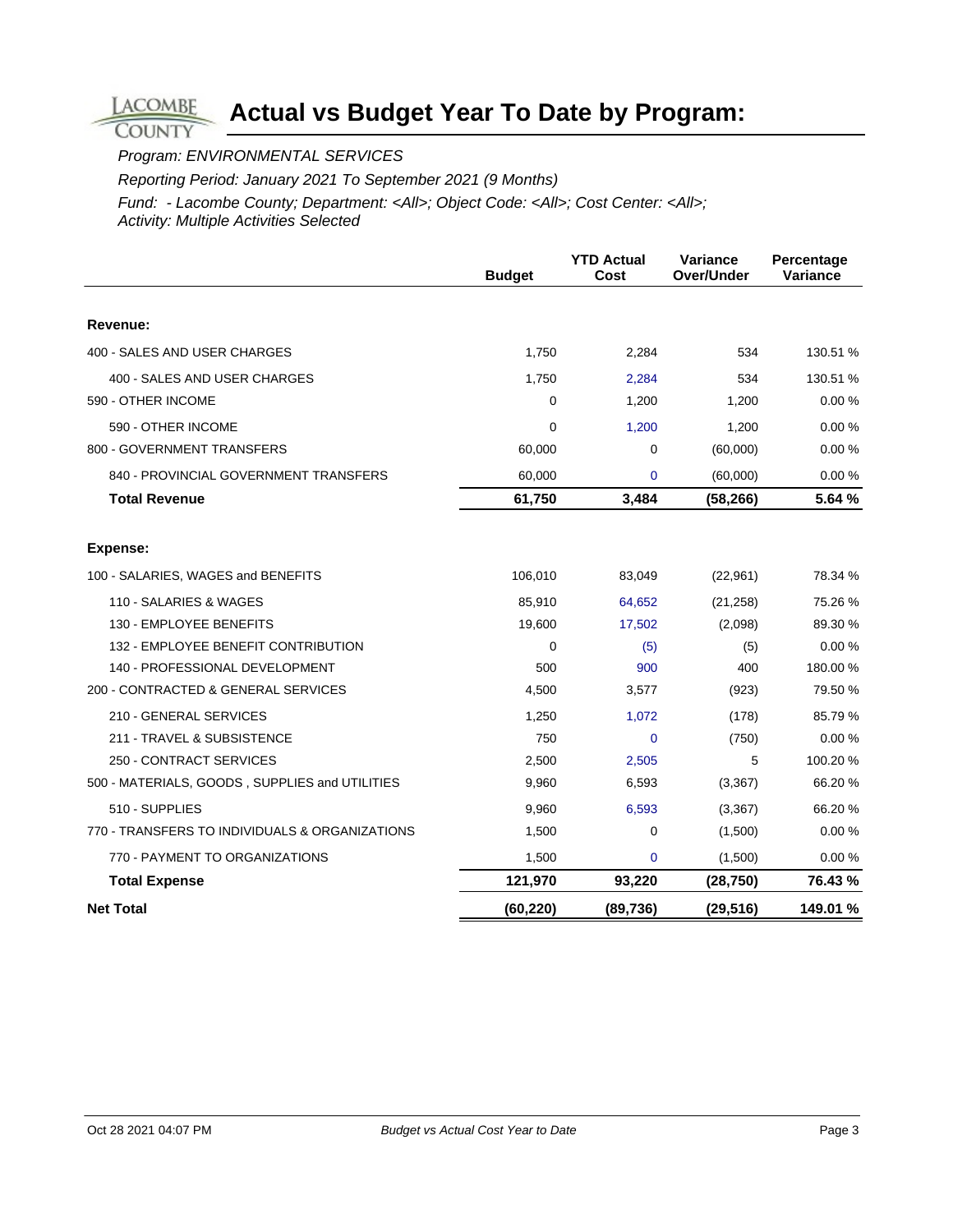# Actual vs Budget Year To Date by Program:

*Program: ENVIRONMENTAL SERVICES*

*Reporting Period: January 2021 To September 2021 (9 Months)*

*Fund: - Lacombe County; Department: <All>; Object Code: <All>; Cost Center: <All>; Activity: Multiple Activities Selected*

| | Budget | YTD Actual Cost | Variance Over/Under | Percentage Variance |
|---|---|---|---|---|
| **Revenue:** | | | | |
| 400 - SALES AND USER CHARGES | 1,750 | 2,284 | 534 | 130.51 % |
| 400 - SALES AND USER CHARGES | 1,750 | 2,284 | 534 | 130.51 % |
| 590 - OTHER INCOME | 0 | 1,200 | 1,200 | 0.00 % |
| 590 - OTHER INCOME | 0 | 1,200 | 1,200 | 0.00 % |
| 800 - GOVERNMENT TRANSFERS | 60,000 | 0 | (60,000) | 0.00 % |
| 840 - PROVINCIAL GOVERNMENT TRANSFERS | 60,000 | 0 | (60,000) | 0.00 % |
| **Total Revenue** | **61,750** | **3,484** | **(58,266)** | **5.64 %** |
| **Expense:** | | | | |
| 100 - SALARIES, WAGES and BENEFITS | 106,010 | 83,049 | (22,961) | 78.34 % |
| 110 - SALARIES & WAGES | 85,910 | 64,652 | (21,258) | 75.26 % |
| 130 - EMPLOYEE BENEFITS | 19,600 | 17,502 | (2,098) | 89.30 % |
| 132 - EMPLOYEE BENEFIT CONTRIBUTION | 0 | (5) | (5) | 0.00 % |
| 140 - PROFESSIONAL DEVELOPMENT | 500 | 900 | 400 | 180.00 % |
| 200 - CONTRACTED & GENERAL SERVICES | 4,500 | 3,577 | (923) | 79.50 % |
| 210 - GENERAL SERVICES | 1,250 | 1,072 | (178) | 85.79 % |
| 211 - TRAVEL & SUBSISTENCE | 750 | 0 | (750) | 0.00 % |
| 250 - CONTRACT SERVICES | 2,500 | 2,505 | 5 | 100.20 % |
| 500 - MATERIALS, GOODS , SUPPLIES and UTILITIES | 9,960 | 6,593 | (3,367) | 66.20 % |
| 510 - SUPPLIES | 9,960 | 6,593 | (3,367) | 66.20 % |
| 770 - TRANSFERS TO INDIVIDUALS & ORGANIZATIONS | 1,500 | 0 | (1,500) | 0.00 % |
| 770 - PAYMENT TO ORGANIZATIONS | 1,500 | 0 | (1,500) | 0.00 % |
| **Total Expense** | **121,970** | **93,220** | **(28,750)** | **76.43 %** |
| **Net Total** | **(60,220)** | **(89,736)** | **(29,516)** | **149.01 %** |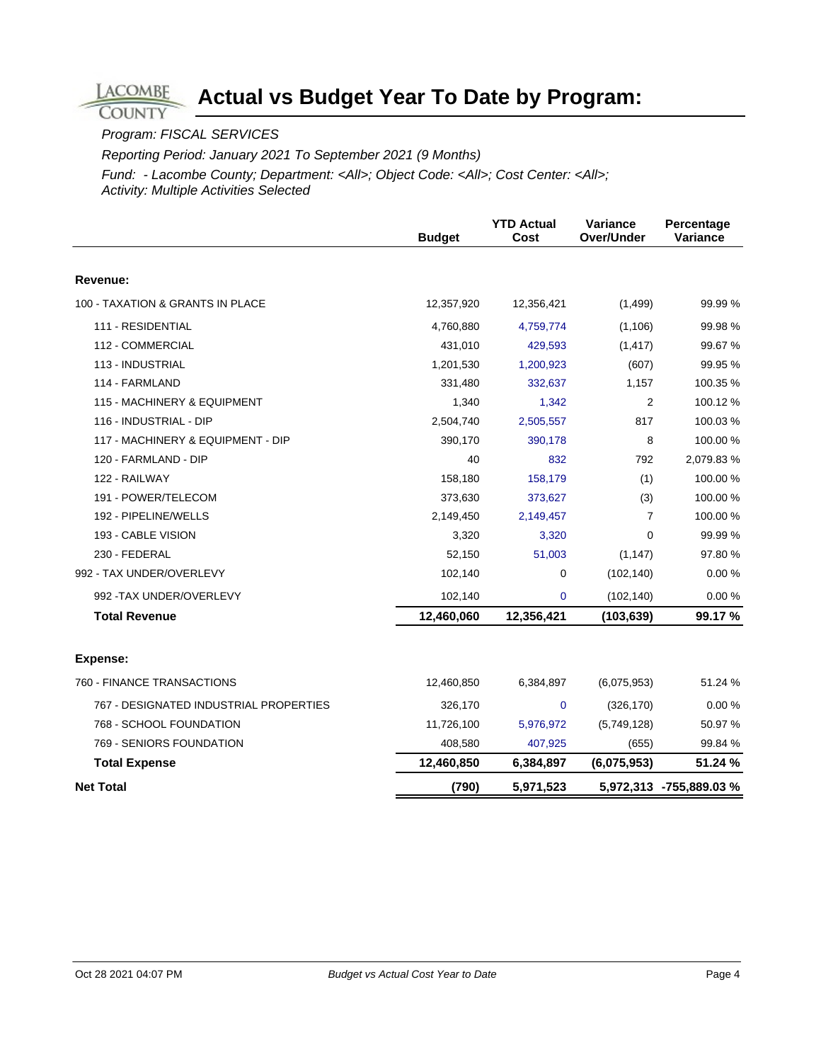# Actual vs Budget Year To Date by Program:

*Program: FISCAL SERVICES*

*Reporting Period: January 2021 To September 2021 (9 Months)*

*Fund: - Lacombe County; Department: <All>; Object Code: <All>; Cost Center: <All>; Activity: Multiple Activities Selected*

| | Budget | YTD Actual Cost | Variance Over/Under | Percentage Variance |
|---|---|---|---|---|
| **Revenue:** | | | | |
| 100 - TAXATION & GRANTS IN PLACE | 12,357,920 | 12,356,421 | (1,499) | 99.99 % |
| 111 - RESIDENTIAL | 4,760,880 | 4,759,774 | (1,106) | 99.98 % |
| 112 - COMMERCIAL | 431,010 | 429,593 | (1,417) | 99.67 % |
| 113 - INDUSTRIAL | 1,201,530 | 1,200,923 | (607) | 99.95 % |
| 114 - FARMLAND | 331,480 | 332,637 | 1,157 | 100.35 % |
| 115 - MACHINERY & EQUIPMENT | 1,340 | 1,342 | 2 | 100.12 % |
| 116 - INDUSTRIAL - DIP | 2,504,740 | 2,505,557 | 817 | 100.03 % |
| 117 - MACHINERY & EQUIPMENT - DIP | 390,170 | 390,178 | 8 | 100.00 % |
| 120 - FARMLAND - DIP | 40 | 832 | 792 | 2,079.83 % |
| 122 - RAILWAY | 158,180 | 158,179 | (1) | 100.00 % |
| 191 - POWER/TELECOM | 373,630 | 373,627 | (3) | 100.00 % |
| 192 - PIPELINE/WELLS | 2,149,450 | 2,149,457 | 7 | 100.00 % |
| 193 - CABLE VISION | 3,320 | 3,320 | 0 | 99.99 % |
| 230 - FEDERAL | 52,150 | 51,003 | (1,147) | 97.80 % |
| 992 - TAX UNDER/OVERLEVY | 102,140 | 0 | (102,140) | 0.00 % |
| 992 -TAX UNDER/OVERLEVY | 102,140 | 0 | (102,140) | 0.00 % |
| **Total Revenue** | **12,460,060** | **12,356,421** | **(103,639)** | **99.17 %** |
| **Expense:** | | | | |
| 760 - FINANCE TRANSACTIONS | 12,460,850 | 6,384,897 | (6,075,953) | 51.24 % |
| 767 - DESIGNATED INDUSTRIAL PROPERTIES | 326,170 | 0 | (326,170) | 0.00 % |
| 768 - SCHOOL FOUNDATION | 11,726,100 | 5,976,972 | (5,749,128) | 50.97 % |
| 769 - SENIORS FOUNDATION | 408,580 | 407,925 | (655) | 99.84 % |
| **Total Expense** | **12,460,850** | **6,384,897** | **(6,075,953)** | **51.24 %** |
| **Net Total** | **(790)** | **5,971,523** | **5,972,313** | **-755,889.03 %** |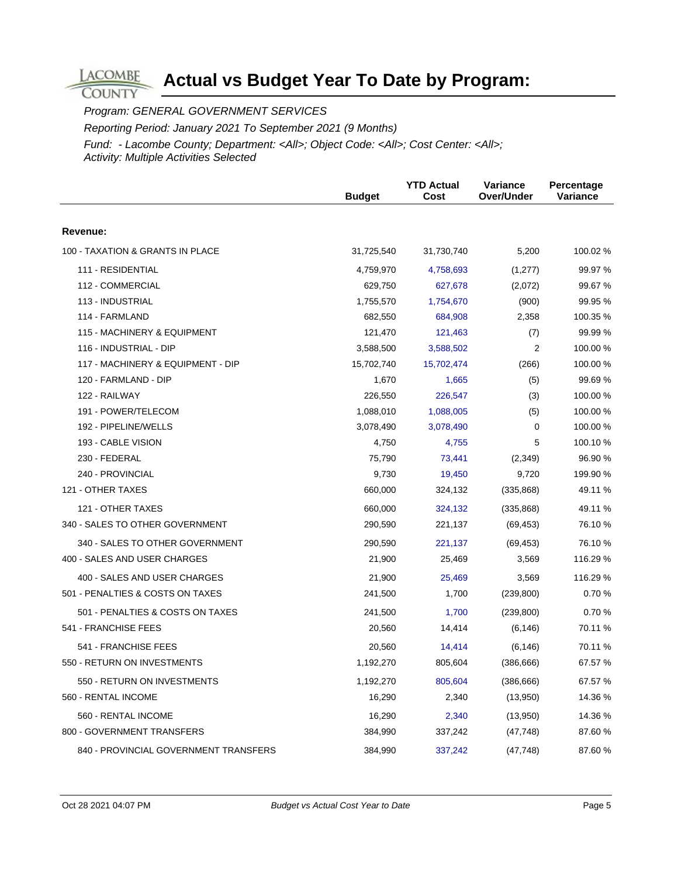# Actual vs Budget Year To Date by Program:

*Program: GENERAL GOVERNMENT SERVICES*

*Reporting Period: January 2021 To September 2021 (9 Months)*

*Fund: - Lacombe County; Department: <All>; Object Code: <All>; Cost Center: <All>; Activity: Multiple Activities Selected*

| | Budget | YTD Actual Cost | Variance Over/Under | Percentage Variance |
|---|---|---|---|---|
| **Revenue:** | | | | |
| 100 - TAXATION & GRANTS IN PLACE | 31,725,540 | 31,730,740 | 5,200 | 100.02 % |
| 111 - RESIDENTIAL | 4,759,970 | 4,758,693 | (1,277) | 99.97 % |
| 112 - COMMERCIAL | 629,750 | 627,678 | (2,072) | 99.67 % |
| 113 - INDUSTRIAL | 1,755,570 | 1,754,670 | (900) | 99.95 % |
| 114 - FARMLAND | 682,550 | 684,908 | 2,358 | 100.35 % |
| 115 - MACHINERY & EQUIPMENT | 121,470 | 121,463 | (7) | 99.99 % |
| 116 - INDUSTRIAL - DIP | 3,588,500 | 3,588,502 | 2 | 100.00 % |
| 117 - MACHINERY & EQUIPMENT - DIP | 15,702,740 | 15,702,474 | (266) | 100.00 % |
| 120 - FARMLAND - DIP | 1,670 | 1,665 | (5) | 99.69 % |
| 122 - RAILWAY | 226,550 | 226,547 | (3) | 100.00 % |
| 191 - POWER/TELECOM | 1,088,010 | 1,088,005 | (5) | 100.00 % |
| 192 - PIPELINE/WELLS | 3,078,490 | 3,078,490 | 0 | 100.00 % |
| 193 - CABLE VISION | 4,750 | 4,755 | 5 | 100.10 % |
| 230 - FEDERAL | 75,790 | 73,441 | (2,349) | 96.90 % |
| 240 - PROVINCIAL | 9,730 | 19,450 | 9,720 | 199.90 % |
| 121 - OTHER TAXES | 660,000 | 324,132 | (335,868) | 49.11 % |
| 121 - OTHER TAXES | 660,000 | 324,132 | (335,868) | 49.11 % |
| 340 - SALES TO OTHER GOVERNMENT | 290,590 | 221,137 | (69,453) | 76.10 % |
| 340 - SALES TO OTHER GOVERNMENT | 290,590 | 221,137 | (69,453) | 76.10 % |
| 400 - SALES AND USER CHARGES | 21,900 | 25,469 | 3,569 | 116.29 % |
| 400 - SALES AND USER CHARGES | 21,900 | 25,469 | 3,569 | 116.29 % |
| 501 - PENALTIES & COSTS ON TAXES | 241,500 | 1,700 | (239,800) | 0.70 % |
| 501 - PENALTIES & COSTS ON TAXES | 241,500 | 1,700 | (239,800) | 0.70 % |
| 541 - FRANCHISE FEES | 20,560 | 14,414 | (6,146) | 70.11 % |
| 541 - FRANCHISE FEES | 20,560 | 14,414 | (6,146) | 70.11 % |
| 550 - RETURN ON INVESTMENTS | 1,192,270 | 805,604 | (386,666) | 67.57 % |
| 550 - RETURN ON INVESTMENTS | 1,192,270 | 805,604 | (386,666) | 67.57 % |
| 560 - RENTAL INCOME | 16,290 | 2,340 | (13,950) | 14.36 % |
| 560 - RENTAL INCOME | 16,290 | 2,340 | (13,950) | 14.36 % |
| 800 - GOVERNMENT TRANSFERS | 384,990 | 337,242 | (47,748) | 87.60 % |
| 840 - PROVINCIAL GOVERNMENT TRANSFERS | 384,990 | 337,242 | (47,748) | 87.60 % |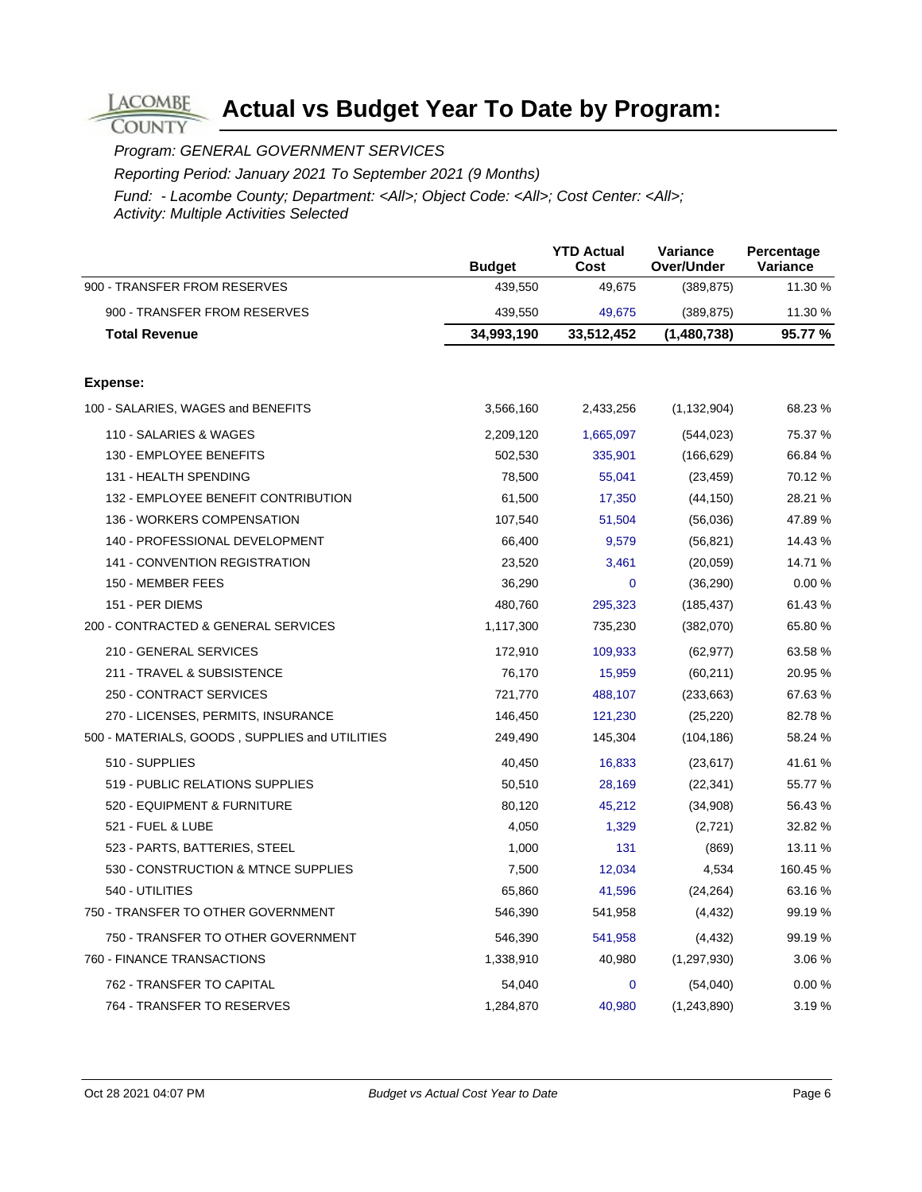# Actual vs Budget Year To Date by Program:

*Program: GENERAL GOVERNMENT SERVICES*

*Reporting Period: January 2021 To September 2021 (9 Months)*

*Fund: - Lacombe County; Department: <All>; Object Code: <All>; Cost Center: <All>; Activity: Multiple Activities Selected*

| | Budget | YTD Actual Cost | Variance Over/Under | Percentage Variance |
|---|---|---|---|---|
| 900 - TRANSFER FROM RESERVES | 439,550 | 49,675 | (389,875) | 11.30 % |
| 900 - TRANSFER FROM RESERVES | 439,550 | 49,675 | (389,875) | 11.30 % |
| **Total Revenue** | **34,993,190** | **33,512,452** | **(1,480,738)** | **95.77 %** |
| | | | | |
| **Expense:** | | | | |
| 100 - SALARIES, WAGES and BENEFITS | 3,566,160 | 2,433,256 | (1,132,904) | 68.23 % |
| 110 - SALARIES & WAGES | 2,209,120 | 1,665,097 | (544,023) | 75.37 % |
| 130 - EMPLOYEE BENEFITS | 502,530 | 335,901 | (166,629) | 66.84 % |
| 131 - HEALTH SPENDING | 78,500 | 55,041 | (23,459) | 70.12 % |
| 132 - EMPLOYEE BENEFIT CONTRIBUTION | 61,500 | 17,350 | (44,150) | 28.21 % |
| 136 - WORKERS COMPENSATION | 107,540 | 51,504 | (56,036) | 47.89 % |
| 140 - PROFESSIONAL DEVELOPMENT | 66,400 | 9,579 | (56,821) | 14.43 % |
| 141 - CONVENTION REGISTRATION | 23,520 | 3,461 | (20,059) | 14.71 % |
| 150 - MEMBER FEES | 36,290 | 0 | (36,290) | 0.00 % |
| 151 - PER DIEMS | 480,760 | 295,323 | (185,437) | 61.43 % |
| 200 - CONTRACTED & GENERAL SERVICES | 1,117,300 | 735,230 | (382,070) | 65.80 % |
| 210 - GENERAL SERVICES | 172,910 | 109,933 | (62,977) | 63.58 % |
| 211 - TRAVEL & SUBSISTENCE | 76,170 | 15,959 | (60,211) | 20.95 % |
| 250 - CONTRACT SERVICES | 721,770 | 488,107 | (233,663) | 67.63 % |
| 270 - LICENSES, PERMITS, INSURANCE | 146,450 | 121,230 | (25,220) | 82.78 % |
| 500 - MATERIALS, GOODS , SUPPLIES and UTILITIES | 249,490 | 145,304 | (104,186) | 58.24 % |
| 510 - SUPPLIES | 40,450 | 16,833 | (23,617) | 41.61 % |
| 519 - PUBLIC RELATIONS SUPPLIES | 50,510 | 28,169 | (22,341) | 55.77 % |
| 520 - EQUIPMENT & FURNITURE | 80,120 | 45,212 | (34,908) | 56.43 % |
| 521 - FUEL & LUBE | 4,050 | 1,329 | (2,721) | 32.82 % |
| 523 - PARTS, BATTERIES, STEEL | 1,000 | 131 | (869) | 13.11 % |
| 530 - CONSTRUCTION & MTNCE SUPPLIES | 7,500 | 12,034 | 4,534 | 160.45 % |
| 540 - UTILITIES | 65,860 | 41,596 | (24,264) | 63.16 % |
| 750 - TRANSFER TO OTHER GOVERNMENT | 546,390 | 541,958 | (4,432) | 99.19 % |
| 750 - TRANSFER TO OTHER GOVERNMENT | 546,390 | 541,958 | (4,432) | 99.19 % |
| 760 - FINANCE TRANSACTIONS | 1,338,910 | 40,980 | (1,297,930) | 3.06 % |
| 762 - TRANSFER TO CAPITAL | 54,040 | 0 | (54,040) | 0.00 % |
| 764 - TRANSFER TO RESERVES | 1,284,870 | 40,980 | (1,243,890) | 3.19 % |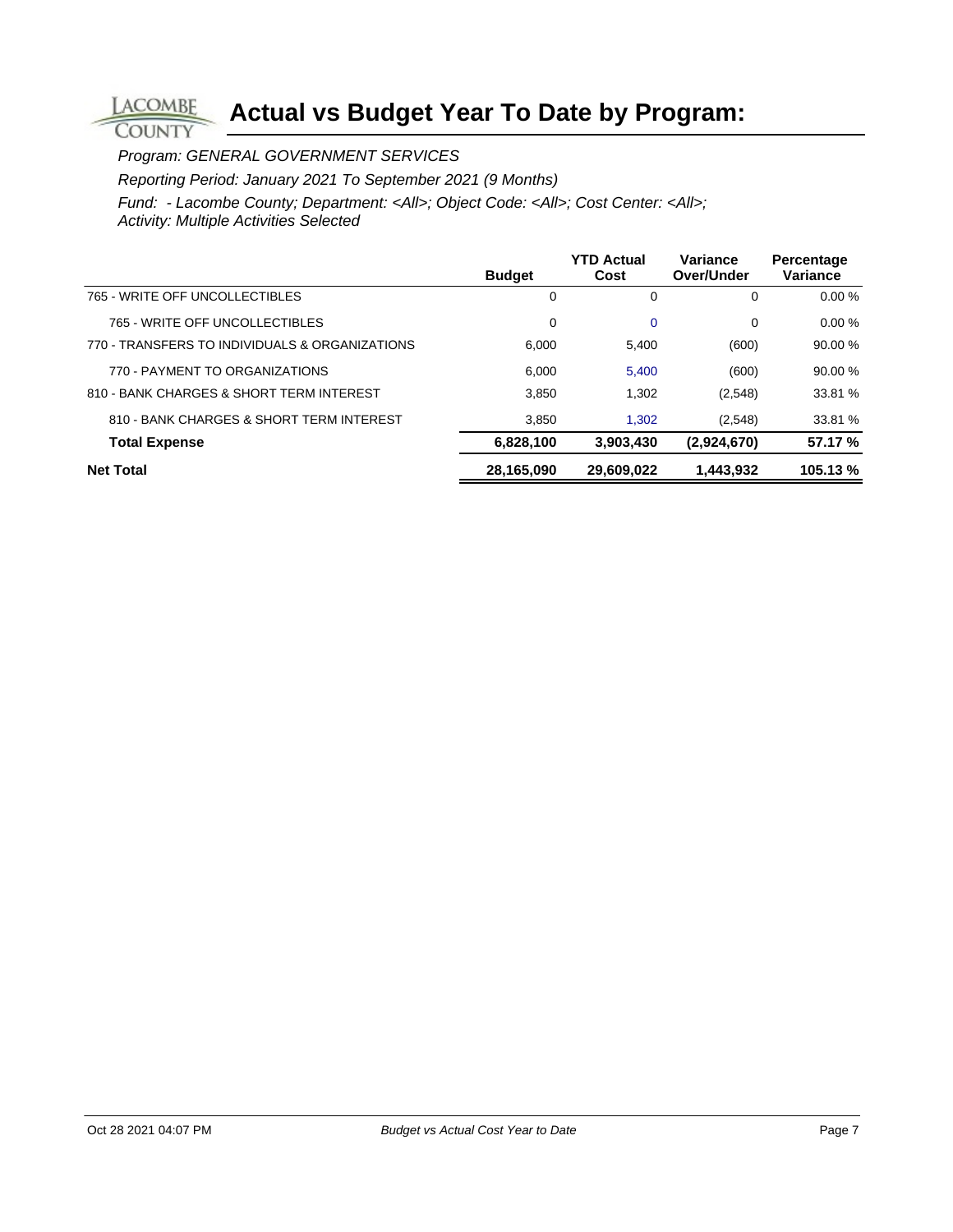# Actual vs Budget Year To Date by Program:

*Program: GENERAL GOVERNMENT SERVICES*

*Reporting Period: January 2021 To September 2021 (9 Months)*

*Fund: - Lacombe County; Department: <All>; Object Code: <All>; Cost Center: <All>; Activity: Multiple Activities Selected*

| | Budget | YTD Actual Cost | Variance Over/Under | Percentage Variance |
|---|---|---|---|---|
| 765 - WRITE OFF UNCOLLECTIBLES | 0 | 0 | 0 | 0.00 % |
| 765 - WRITE OFF UNCOLLECTIBLES | 0 | 0 | 0 | 0.00 % |
| 770 - TRANSFERS TO INDIVIDUALS & ORGANIZATIONS | 6,000 | 5,400 | (600) | 90.00 % |
| 770 - PAYMENT TO ORGANIZATIONS | 6,000 | 5,400 | (600) | 90.00 % |
| 810 - BANK CHARGES & SHORT TERM INTEREST | 3,850 | 1,302 | (2,548) | 33.81 % |
| 810 - BANK CHARGES & SHORT TERM INTEREST | 3,850 | 1,302 | (2,548) | 33.81 % |
| **Total Expense** | **6,828,100** | **3,903,430** | **(2,924,670)** | **57.17 %** |
| **Net Total** | **28,165,090** | **29,609,022** | **1,443,932** | **105.13 %** |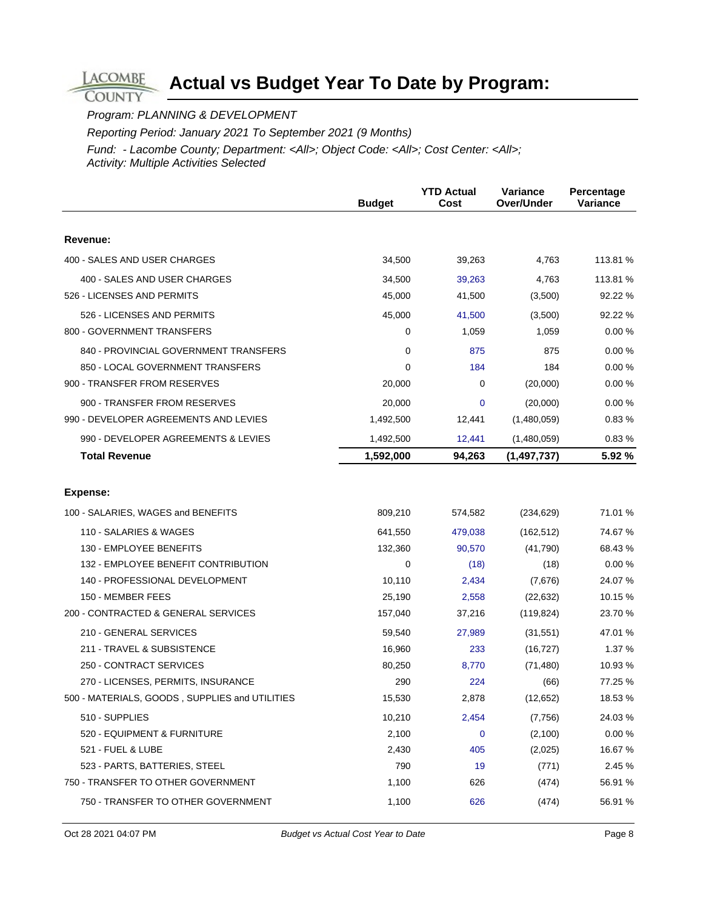# Actual vs Budget Year To Date by Program:

*Program: PLANNING & DEVELOPMENT*

*Reporting Period: January 2021 To September 2021 (9 Months)*

*Fund: - Lacombe County; Department: <All>; Object Code: <All>; Cost Center: <All>; Activity: Multiple Activities Selected*

| | Budget | YTD Actual Cost | Variance Over/Under | Percentage Variance |
|---|---|---|---|---|
| **Revenue:** | | | | |
| 400 - SALES AND USER CHARGES | 34,500 | 39,263 | 4,763 | 113.81 % |
| 400 - SALES AND USER CHARGES | 34,500 | 39,263 | 4,763 | 113.81 % |
| 526 - LICENSES AND PERMITS | 45,000 | 41,500 | (3,500) | 92.22 % |
| 526 - LICENSES AND PERMITS | 45,000 | 41,500 | (3,500) | 92.22 % |
| 800 - GOVERNMENT TRANSFERS | 0 | 1,059 | 1,059 | 0.00 % |
| 840 - PROVINCIAL GOVERNMENT TRANSFERS | 0 | 875 | 875 | 0.00 % |
| 850 - LOCAL GOVERNMENT TRANSFERS | 0 | 184 | 184 | 0.00 % |
| 900 - TRANSFER FROM RESERVES | 20,000 | 0 | (20,000) | 0.00 % |
| 900 - TRANSFER FROM RESERVES | 20,000 | 0 | (20,000) | 0.00 % |
| 990 - DEVELOPER AGREEMENTS AND LEVIES | 1,492,500 | 12,441 | (1,480,059) | 0.83 % |
| 990 - DEVELOPER AGREEMENTS & LEVIES | 1,492,500 | 12,441 | (1,480,059) | 0.83 % |
| **Total Revenue** | **1,592,000** | **94,263** | **(1,497,737)** | **5.92 %** |
| **Expense:** | | | | |
| 100 - SALARIES, WAGES and BENEFITS | 809,210 | 574,582 | (234,629) | 71.01 % |
| 110 - SALARIES & WAGES | 641,550 | 479,038 | (162,512) | 74.67 % |
| 130 - EMPLOYEE BENEFITS | 132,360 | 90,570 | (41,790) | 68.43 % |
| 132 - EMPLOYEE BENEFIT CONTRIBUTION | 0 | (18) | (18) | 0.00 % |
| 140 - PROFESSIONAL DEVELOPMENT | 10,110 | 2,434 | (7,676) | 24.07 % |
| 150 - MEMBER FEES | 25,190 | 2,558 | (22,632) | 10.15 % |
| 200 - CONTRACTED & GENERAL SERVICES | 157,040 | 37,216 | (119,824) | 23.70 % |
| 210 - GENERAL SERVICES | 59,540 | 27,989 | (31,551) | 47.01 % |
| 211 - TRAVEL & SUBSISTENCE | 16,960 | 233 | (16,727) | 1.37 % |
| 250 - CONTRACT SERVICES | 80,250 | 8,770 | (71,480) | 10.93 % |
| 270 - LICENSES, PERMITS, INSURANCE | 290 | 224 | (66) | 77.25 % |
| 500 - MATERIALS, GOODS , SUPPLIES and UTILITIES | 15,530 | 2,878 | (12,652) | 18.53 % |
| 510 - SUPPLIES | 10,210 | 2,454 | (7,756) | 24.03 % |
| 520 - EQUIPMENT & FURNITURE | 2,100 | 0 | (2,100) | 0.00 % |
| 521 - FUEL & LUBE | 2,430 | 405 | (2,025) | 16.67 % |
| 523 - PARTS, BATTERIES, STEEL | 790 | 19 | (771) | 2.45 % |
| 750 - TRANSFER TO OTHER GOVERNMENT | 1,100 | 626 | (474) | 56.91 % |
| 750 - TRANSFER TO OTHER GOVERNMENT | 1,100 | 626 | (474) | 56.91 % |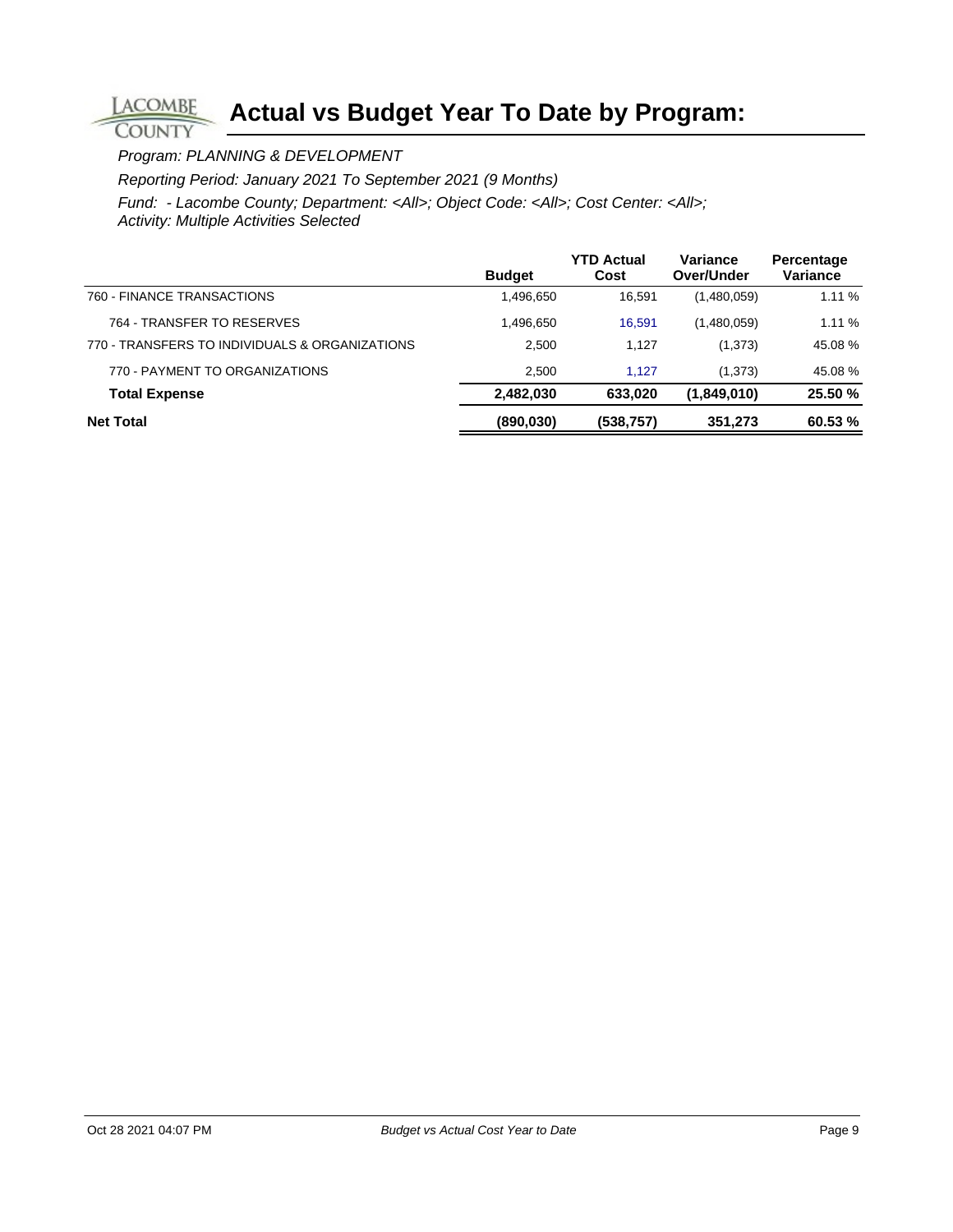# Actual vs Budget Year To Date by Program:

*Program: PLANNING & DEVELOPMENT*

*Reporting Period: January 2021 To September 2021 (9 Months)*

*Fund: - Lacombe County; Department: <All>; Object Code: <All>; Cost Center: <All>; Activity: Multiple Activities Selected*

| | Budget | YTD Actual Cost | Variance Over/Under | Percentage Variance |
|---|---|---|---|---|
| 760 - FINANCE TRANSACTIONS | 1,496,650 | 16,591 | (1,480,059) | 1.11 % |
| 764 - TRANSFER TO RESERVES | 1,496,650 | 16,591 | (1,480,059) | 1.11 % |
| 770 - TRANSFERS TO INDIVIDUALS & ORGANIZATIONS | 2,500 | 1,127 | (1,373) | 45.08 % |
| 770 - PAYMENT TO ORGANIZATIONS | 2,500 | 1,127 | (1,373) | 45.08 % |
| **Total Expense** | **2,482,030** | **633,020** | **(1,849,010)** | **25.50 %** |
| **Net Total** | **(890,030)** | **(538,757)** | **351,273** | **60.53 %** |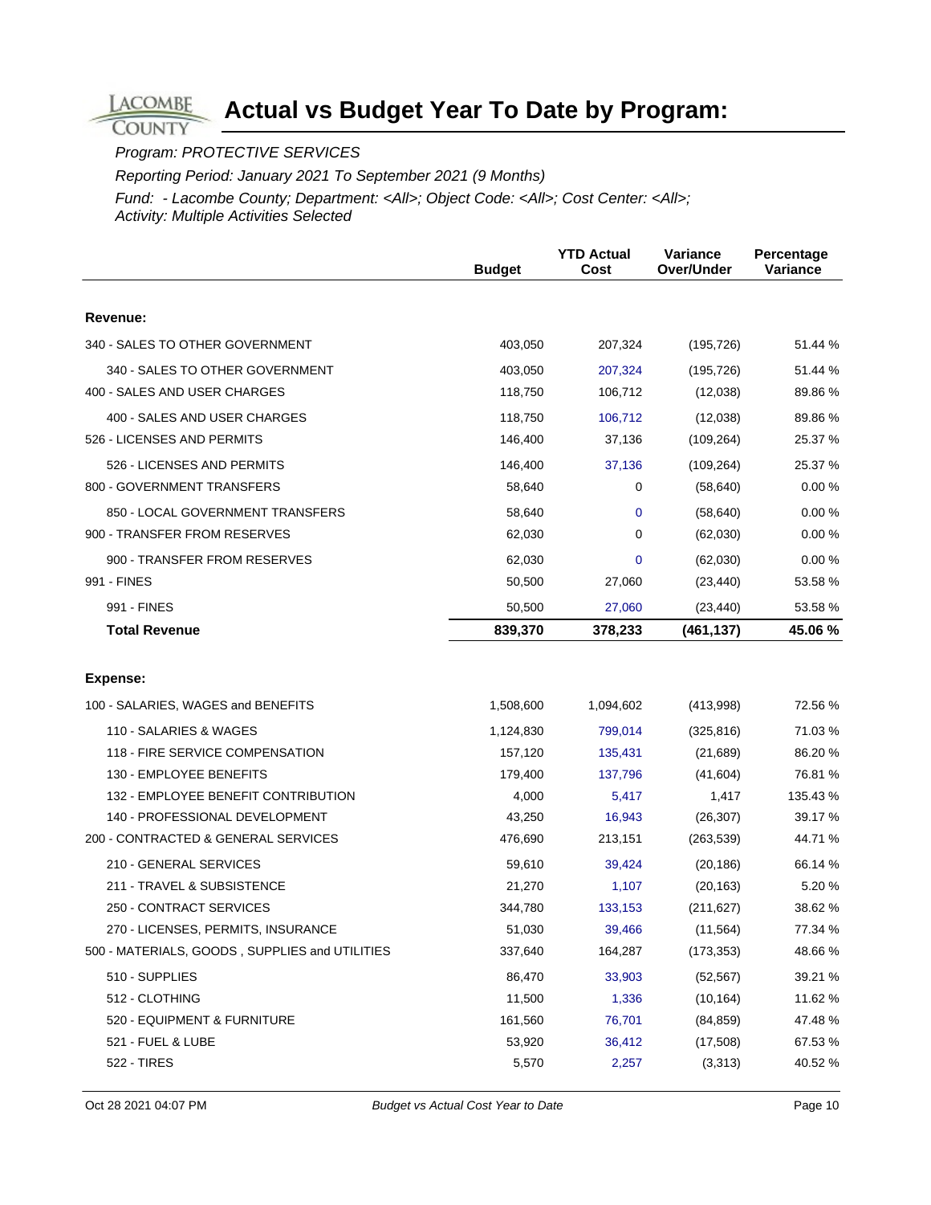# Actual vs Budget Year To Date by Program:

*Program: PROTECTIVE SERVICES*

*Reporting Period: January 2021 To September 2021 (9 Months)*

*Fund: - Lacombe County; Department: <All>; Object Code: <All>; Cost Center: <All>; Activity: Multiple Activities Selected*

| | Budget | YTD Actual Cost | Variance Over/Under | Percentage Variance |
|---|---|---|---|---|
| **Revenue:** | | | | |
| 340 - SALES TO OTHER GOVERNMENT | 403,050 | 207,324 | (195,726) | 51.44 % |
| 340 - SALES TO OTHER GOVERNMENT | 403,050 | 207,324 | (195,726) | 51.44 % |
| 400 - SALES AND USER CHARGES | 118,750 | 106,712 | (12,038) | 89.86 % |
| 400 - SALES AND USER CHARGES | 118,750 | 106,712 | (12,038) | 89.86 % |
| 526 - LICENSES AND PERMITS | 146,400 | 37,136 | (109,264) | 25.37 % |
| 526 - LICENSES AND PERMITS | 146,400 | 37,136 | (109,264) | 25.37 % |
| 800 - GOVERNMENT TRANSFERS | 58,640 | 0 | (58,640) | 0.00 % |
| 850 - LOCAL GOVERNMENT TRANSFERS | 58,640 | 0 | (58,640) | 0.00 % |
| 900 - TRANSFER FROM RESERVES | 62,030 | 0 | (62,030) | 0.00 % |
| 900 - TRANSFER FROM RESERVES | 62,030 | 0 | (62,030) | 0.00 % |
| 991 - FINES | 50,500 | 27,060 | (23,440) | 53.58 % |
| 991 - FINES | 50,500 | 27,060 | (23,440) | 53.58 % |
| **Total Revenue** | **839,370** | **378,233** | **(461,137)** | **45.06 %** |
| **Expense:** | | | | |
| 100 - SALARIES, WAGES and BENEFITS | 1,508,600 | 1,094,602 | (413,998) | 72.56 % |
| 110 - SALARIES & WAGES | 1,124,830 | 799,014 | (325,816) | 71.03 % |
| 118 - FIRE SERVICE COMPENSATION | 157,120 | 135,431 | (21,689) | 86.20 % |
| 130 - EMPLOYEE BENEFITS | 179,400 | 137,796 | (41,604) | 76.81 % |
| 132 - EMPLOYEE BENEFIT CONTRIBUTION | 4,000 | 5,417 | 1,417 | 135.43 % |
| 140 - PROFESSIONAL DEVELOPMENT | 43,250 | 16,943 | (26,307) | 39.17 % |
| 200 - CONTRACTED & GENERAL SERVICES | 476,690 | 213,151 | (263,539) | 44.71 % |
| 210 - GENERAL SERVICES | 59,610 | 39,424 | (20,186) | 66.14 % |
| 211 - TRAVEL & SUBSISTENCE | 21,270 | 1,107 | (20,163) | 5.20 % |
| 250 - CONTRACT SERVICES | 344,780 | 133,153 | (211,627) | 38.62 % |
| 270 - LICENSES, PERMITS, INSURANCE | 51,030 | 39,466 | (11,564) | 77.34 % |
| 500 - MATERIALS, GOODS , SUPPLIES and UTILITIES | 337,640 | 164,287 | (173,353) | 48.66 % |
| 510 - SUPPLIES | 86,470 | 33,903 | (52,567) | 39.21 % |
| 512 - CLOTHING | 11,500 | 1,336 | (10,164) | 11.62 % |
| 520 - EQUIPMENT & FURNITURE | 161,560 | 76,701 | (84,859) | 47.48 % |
| 521 - FUEL & LUBE | 53,920 | 36,412 | (17,508) | 67.53 % |
| 522 - TIRES | 5,570 | 2,257 | (3,313) | 40.52 % |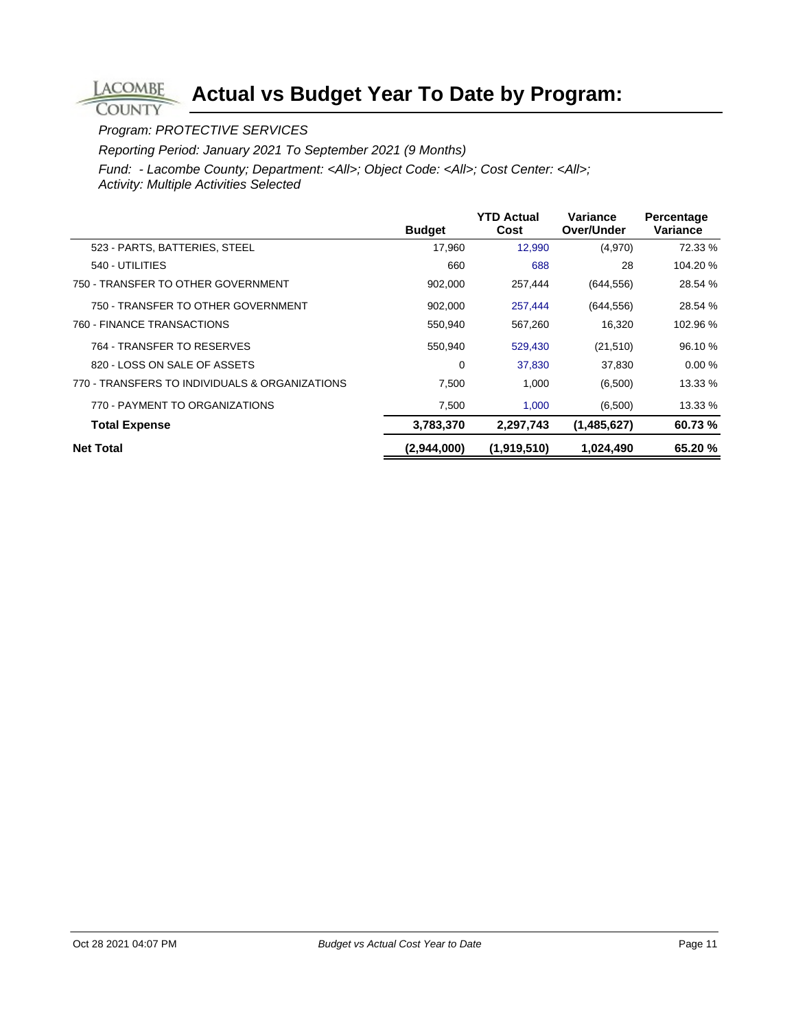# Actual vs Budget Year To Date by Program:

*Program: PROTECTIVE SERVICES*

*Reporting Period: January 2021 To September 2021 (9 Months)*

*Fund: - Lacombe County; Department: <All>; Object Code: <All>; Cost Center: <All>; Activity: Multiple Activities Selected*

| | Budget | YTD Actual Cost | Variance Over/Under | Percentage Variance |
|---|---|---|---|---|
| 523 - PARTS, BATTERIES, STEEL | 17,960 | 12,990 | (4,970) | 72.33 % |
| 540 - UTILITIES | 660 | 688 | 28 | 104.20 % |
| 750 - TRANSFER TO OTHER GOVERNMENT | 902,000 | 257,444 | (644,556) | 28.54 % |
| 750 - TRANSFER TO OTHER GOVERNMENT | 902,000 | 257,444 | (644,556) | 28.54 % |
| 760 - FINANCE TRANSACTIONS | 550,940 | 567,260 | 16,320 | 102.96 % |
| 764 - TRANSFER TO RESERVES | 550,940 | 529,430 | (21,510) | 96.10 % |
| 820 - LOSS ON SALE OF ASSETS | 0 | 37,830 | 37,830 | 0.00 % |
| 770 - TRANSFERS TO INDIVIDUALS & ORGANIZATIONS | 7,500 | 1,000 | (6,500) | 13.33 % |
| 770 - PAYMENT TO ORGANIZATIONS | 7,500 | 1,000 | (6,500) | 13.33 % |
| **Total Expense** | **3,783,370** | **2,297,743** | **(1,485,627)** | **60.73 %** |
| **Net Total** | **(2,944,000)** | **(1,919,510)** | **1,024,490** | **65.20 %** |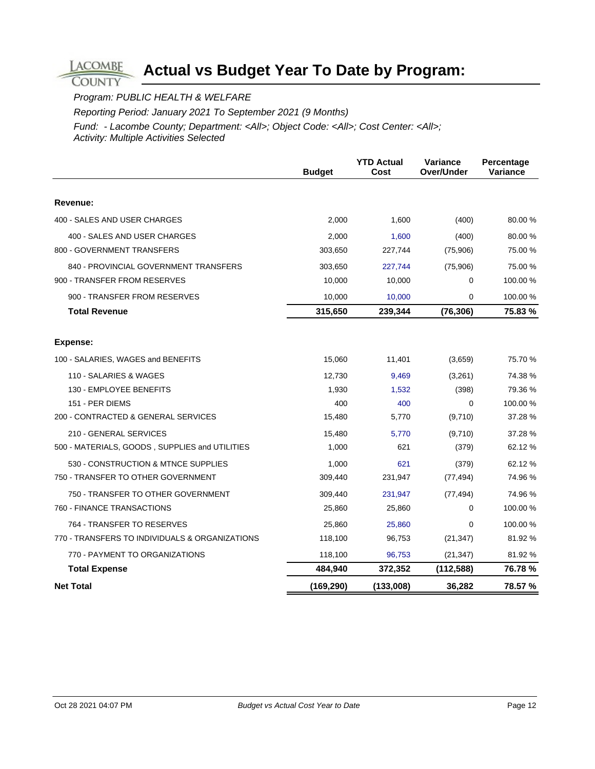# Actual vs Budget Year To Date by Program:

*Program: PUBLIC HEALTH & WELFARE*

*Reporting Period: January 2021 To September 2021 (9 Months)*

*Fund: - Lacombe County; Department: <All>; Object Code: <All>; Cost Center: <All>; Activity: Multiple Activities Selected*

| | Budget | YTD Actual Cost | Variance Over/Under | Percentage Variance |
|---|---|---|---|---|
| **Revenue:** | | | | |
| 400 - SALES AND USER CHARGES | 2,000 | 1,600 | (400) | 80.00 % |
| 400 - SALES AND USER CHARGES | 2,000 | 1,600 | (400) | 80.00 % |
| 800 - GOVERNMENT TRANSFERS | 303,650 | 227,744 | (75,906) | 75.00 % |
| 840 - PROVINCIAL GOVERNMENT TRANSFERS | 303,650 | 227,744 | (75,906) | 75.00 % |
| 900 - TRANSFER FROM RESERVES | 10,000 | 10,000 | 0 | 100.00 % |
| 900 - TRANSFER FROM RESERVES | 10,000 | 10,000 | 0 | 100.00 % |
| **Total Revenue** | **315,650** | **239,344** | **(76,306)** | **75.83 %** |
| **Expense:** | | | | |
| 100 - SALARIES, WAGES and BENEFITS | 15,060 | 11,401 | (3,659) | 75.70 % |
| 110 - SALARIES & WAGES | 12,730 | 9,469 | (3,261) | 74.38 % |
| 130 - EMPLOYEE BENEFITS | 1,930 | 1,532 | (398) | 79.36 % |
| 151 - PER DIEMS | 400 | 400 | 0 | 100.00 % |
| 200 - CONTRACTED & GENERAL SERVICES | 15,480 | 5,770 | (9,710) | 37.28 % |
| 210 - GENERAL SERVICES | 15,480 | 5,770 | (9,710) | 37.28 % |
| 500 - MATERIALS, GOODS , SUPPLIES and UTILITIES | 1,000 | 621 | (379) | 62.12 % |
| 530 - CONSTRUCTION & MTNCE SUPPLIES | 1,000 | 621 | (379) | 62.12 % |
| 750 - TRANSFER TO OTHER GOVERNMENT | 309,440 | 231,947 | (77,494) | 74.96 % |
| 750 - TRANSFER TO OTHER GOVERNMENT | 309,440 | 231,947 | (77,494) | 74.96 % |
| 760 - FINANCE TRANSACTIONS | 25,860 | 25,860 | 0 | 100.00 % |
| 764 - TRANSFER TO RESERVES | 25,860 | 25,860 | 0 | 100.00 % |
| 770 - TRANSFERS TO INDIVIDUALS & ORGANIZATIONS | 118,100 | 96,753 | (21,347) | 81.92 % |
| 770 - PAYMENT TO ORGANIZATIONS | 118,100 | 96,753 | (21,347) | 81.92 % |
| **Total Expense** | **484,940** | **372,352** | **(112,588)** | **76.78 %** |
| **Net Total** | **(169,290)** | **(133,008)** | **36,282** | **78.57 %** |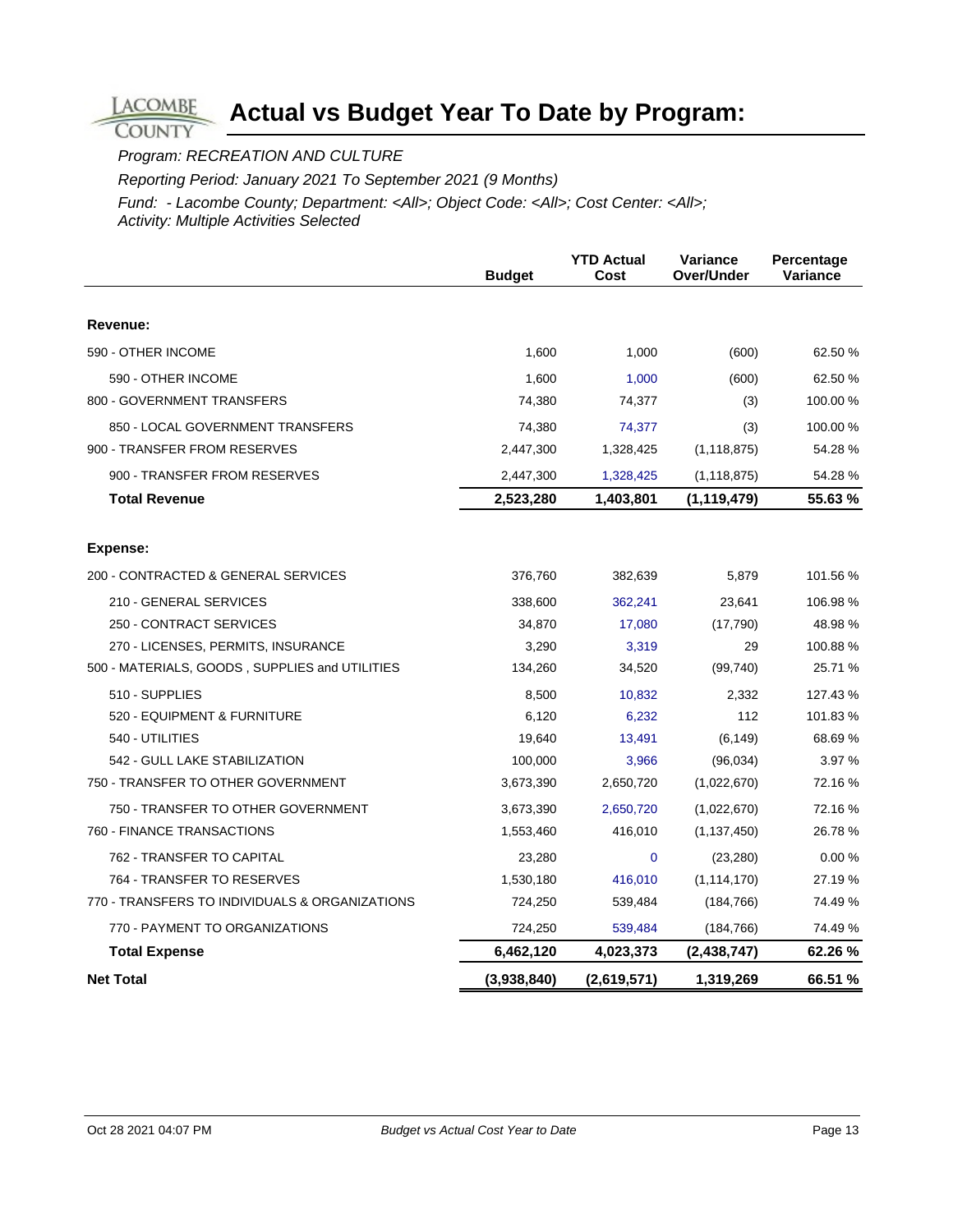# Actual vs Budget Year To Date by Program:

*Program: RECREATION AND CULTURE*

*Reporting Period: January 2021 To September 2021 (9 Months)*

*Fund: - Lacombe County; Department: <All>; Object Code: <All>; Cost Center: <All>; Activity: Multiple Activities Selected*

| | Budget | YTD Actual Cost | Variance Over/Under | Percentage Variance |
|---|---|---|---|---|
| **Revenue:** | | | | |
| 590 - OTHER INCOME | 1,600 | 1,000 | (600) | 62.50 % |
| 590 - OTHER INCOME | 1,600 | 1,000 | (600) | 62.50 % |
| 800 - GOVERNMENT TRANSFERS | 74,380 | 74,377 | (3) | 100.00 % |
| 850 - LOCAL GOVERNMENT TRANSFERS | 74,380 | 74,377 | (3) | 100.00 % |
| 900 - TRANSFER FROM RESERVES | 2,447,300 | 1,328,425 | (1,118,875) | 54.28 % |
| 900 - TRANSFER FROM RESERVES | 2,447,300 | 1,328,425 | (1,118,875) | 54.28 % |
| **Total Revenue** | **2,523,280** | **1,403,801** | **(1,119,479)** | **55.63 %** |
| **Expense:** | | | | |
| 200 - CONTRACTED & GENERAL SERVICES | 376,760 | 382,639 | 5,879 | 101.56 % |
| 210 - GENERAL SERVICES | 338,600 | 362,241 | 23,641 | 106.98 % |
| 250 - CONTRACT SERVICES | 34,870 | 17,080 | (17,790) | 48.98 % |
| 270 - LICENSES, PERMITS, INSURANCE | 3,290 | 3,319 | 29 | 100.88 % |
| 500 - MATERIALS, GOODS , SUPPLIES and UTILITIES | 134,260 | 34,520 | (99,740) | 25.71 % |
| 510 - SUPPLIES | 8,500 | 10,832 | 2,332 | 127.43 % |
| 520 - EQUIPMENT & FURNITURE | 6,120 | 6,232 | 112 | 101.83 % |
| 540 - UTILITIES | 19,640 | 13,491 | (6,149) | 68.69 % |
| 542 - GULL LAKE STABILIZATION | 100,000 | 3,966 | (96,034) | 3.97 % |
| 750 - TRANSFER TO OTHER GOVERNMENT | 3,673,390 | 2,650,720 | (1,022,670) | 72.16 % |
| 750 - TRANSFER TO OTHER GOVERNMENT | 3,673,390 | 2,650,720 | (1,022,670) | 72.16 % |
| 760 - FINANCE TRANSACTIONS | 1,553,460 | 416,010 | (1,137,450) | 26.78 % |
| 762 - TRANSFER TO CAPITAL | 23,280 | 0 | (23,280) | 0.00 % |
| 764 - TRANSFER TO RESERVES | 1,530,180 | 416,010 | (1,114,170) | 27.19 % |
| 770 - TRANSFERS TO INDIVIDUALS & ORGANIZATIONS | 724,250 | 539,484 | (184,766) | 74.49 % |
| 770 - PAYMENT TO ORGANIZATIONS | 724,250 | 539,484 | (184,766) | 74.49 % |
| **Total Expense** | **6,462,120** | **4,023,373** | **(2,438,747)** | **62.26 %** |
| **Net Total** | **(3,938,840)** | **(2,619,571)** | **1,319,269** | **66.51 %** |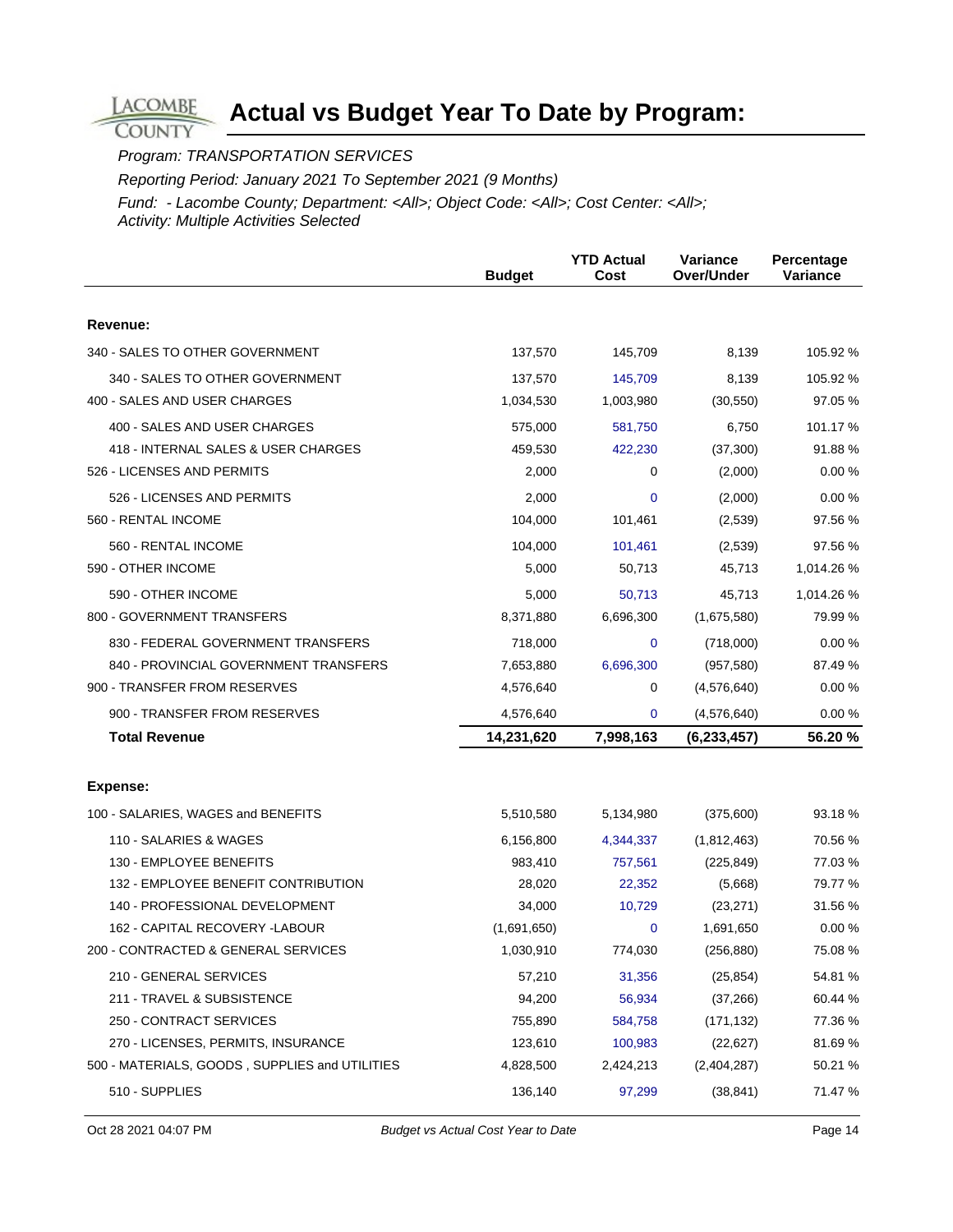# Actual vs Budget Year To Date by Program:

*Program: TRANSPORTATION SERVICES*

*Reporting Period: January 2021 To September 2021 (9 Months)*

*Fund: - Lacombe County; Department: <All>; Object Code: <All>; Cost Center: <All>; Activity: Multiple Activities Selected*

| | Budget | YTD Actual Cost | Variance Over/Under | Percentage Variance |
|---|---|---|---|---|
| **Revenue:** | | | | |
| 340 - SALES TO OTHER GOVERNMENT | 137,570 | 145,709 | 8,139 | 105.92 % |
| 340 - SALES TO OTHER GOVERNMENT | 137,570 | 145,709 | 8,139 | 105.92 % |
| 400 - SALES AND USER CHARGES | 1,034,530 | 1,003,980 | (30,550) | 97.05 % |
| 400 - SALES AND USER CHARGES | 575,000 | 581,750 | 6,750 | 101.17 % |
| 418 - INTERNAL SALES & USER CHARGES | 459,530 | 422,230 | (37,300) | 91.88 % |
| 526 - LICENSES AND PERMITS | 2,000 | 0 | (2,000) | 0.00 % |
| 526 - LICENSES AND PERMITS | 2,000 | 0 | (2,000) | 0.00 % |
| 560 - RENTAL INCOME | 104,000 | 101,461 | (2,539) | 97.56 % |
| 560 - RENTAL INCOME | 104,000 | 101,461 | (2,539) | 97.56 % |
| 590 - OTHER INCOME | 5,000 | 50,713 | 45,713 | 1,014.26 % |
| 590 - OTHER INCOME | 5,000 | 50,713 | 45,713 | 1,014.26 % |
| 800 - GOVERNMENT TRANSFERS | 8,371,880 | 6,696,300 | (1,675,580) | 79.99 % |
| 830 - FEDERAL GOVERNMENT TRANSFERS | 718,000 | 0 | (718,000) | 0.00 % |
| 840 - PROVINCIAL GOVERNMENT TRANSFERS | 7,653,880 | 6,696,300 | (957,580) | 87.49 % |
| 900 - TRANSFER FROM RESERVES | 4,576,640 | 0 | (4,576,640) | 0.00 % |
| 900 - TRANSFER FROM RESERVES | 4,576,640 | 0 | (4,576,640) | 0.00 % |
| **Total Revenue** | **14,231,620** | **7,998,163** | **(6,233,457)** | **56.20 %** |
| **Expense:** | | | | |
| 100 - SALARIES, WAGES and BENEFITS | 5,510,580 | 5,134,980 | (375,600) | 93.18 % |
| 110 - SALARIES & WAGES | 6,156,800 | 4,344,337 | (1,812,463) | 70.56 % |
| 130 - EMPLOYEE BENEFITS | 983,410 | 757,561 | (225,849) | 77.03 % |
| 132 - EMPLOYEE BENEFIT CONTRIBUTION | 28,020 | 22,352 | (5,668) | 79.77 % |
| 140 - PROFESSIONAL DEVELOPMENT | 34,000 | 10,729 | (23,271) | 31.56 % |
| 162 - CAPITAL RECOVERY -LABOUR | (1,691,650) | 0 | 1,691,650 | 0.00 % |
| 200 - CONTRACTED & GENERAL SERVICES | 1,030,910 | 774,030 | (256,880) | 75.08 % |
| 210 - GENERAL SERVICES | 57,210 | 31,356 | (25,854) | 54.81 % |
| 211 - TRAVEL & SUBSISTENCE | 94,200 | 56,934 | (37,266) | 60.44 % |
| 250 - CONTRACT SERVICES | 755,890 | 584,758 | (171,132) | 77.36 % |
| 270 - LICENSES, PERMITS, INSURANCE | 123,610 | 100,983 | (22,627) | 81.69 % |
| 500 - MATERIALS, GOODS , SUPPLIES and UTILITIES | 4,828,500 | 2,424,213 | (2,404,287) | 50.21 % |
| 510 - SUPPLIES | 136,140 | 97,299 | (38,841) | 71.47 % |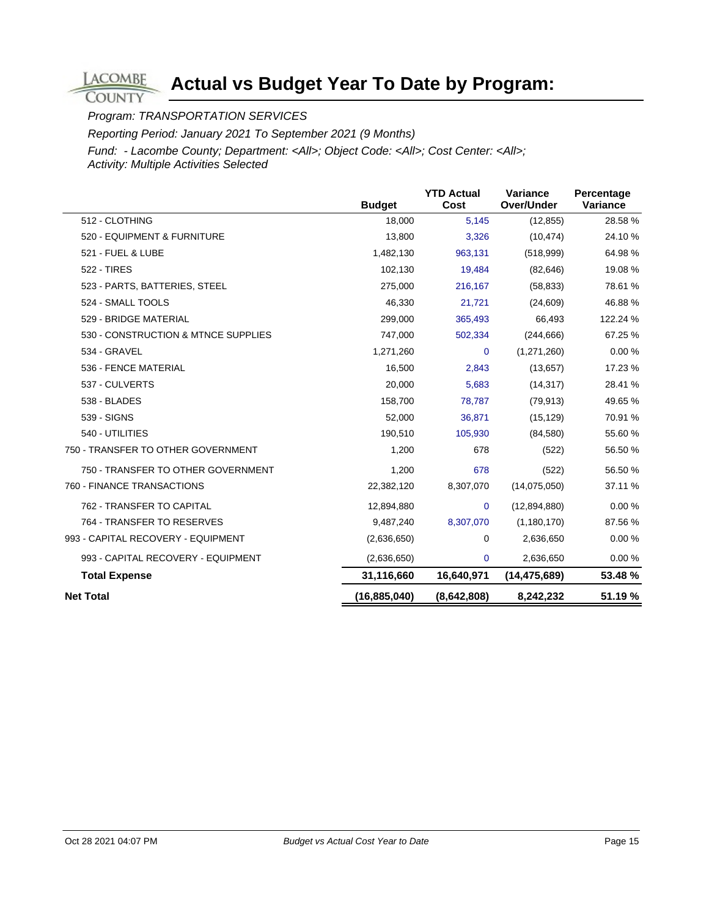# Actual vs Budget Year To Date by Program:

*Program: TRANSPORTATION SERVICES*

*Reporting Period: January 2021 To September 2021 (9 Months)*

*Fund: - Lacombe County; Department: <All>; Object Code: <All>; Cost Center: <All>; Activity: Multiple Activities Selected*

| | Budget | YTD Actual Cost | Variance Over/Under | Percentage Variance |
|---|---|---|---|---|
| 512 - CLOTHING | 18,000 | 5,145 | (12,855) | 28.58 % |
| 520 - EQUIPMENT & FURNITURE | 13,800 | 3,326 | (10,474) | 24.10 % |
| 521 - FUEL & LUBE | 1,482,130 | 963,131 | (518,999) | 64.98 % |
| 522 - TIRES | 102,130 | 19,484 | (82,646) | 19.08 % |
| 523 - PARTS, BATTERIES, STEEL | 275,000 | 216,167 | (58,833) | 78.61 % |
| 524 - SMALL TOOLS | 46,330 | 21,721 | (24,609) | 46.88 % |
| 529 - BRIDGE MATERIAL | 299,000 | 365,493 | 66,493 | 122.24 % |
| 530 - CONSTRUCTION & MTNCE SUPPLIES | 747,000 | 502,334 | (244,666) | 67.25 % |
| 534 - GRAVEL | 1,271,260 | 0 | (1,271,260) | 0.00 % |
| 536 - FENCE MATERIAL | 16,500 | 2,843 | (13,657) | 17.23 % |
| 537 - CULVERTS | 20,000 | 5,683 | (14,317) | 28.41 % |
| 538 - BLADES | 158,700 | 78,787 | (79,913) | 49.65 % |
| 539 - SIGNS | 52,000 | 36,871 | (15,129) | 70.91 % |
| 540 - UTILITIES | 190,510 | 105,930 | (84,580) | 55.60 % |
| 750 - TRANSFER TO OTHER GOVERNMENT | 1,200 | 678 | (522) | 56.50 % |
| 750 - TRANSFER TO OTHER GOVERNMENT | 1,200 | 678 | (522) | 56.50 % |
| 760 - FINANCE TRANSACTIONS | 22,382,120 | 8,307,070 | (14,075,050) | 37.11 % |
| 762 - TRANSFER TO CAPITAL | 12,894,880 | 0 | (12,894,880) | 0.00 % |
| 764 - TRANSFER TO RESERVES | 9,487,240 | 8,307,070 | (1,180,170) | 87.56 % |
| 993 - CAPITAL RECOVERY - EQUIPMENT | (2,636,650) | 0 | 2,636,650 | 0.00 % |
| 993 - CAPITAL RECOVERY - EQUIPMENT | (2,636,650) | 0 | 2,636,650 | 0.00 % |
| **Total Expense** | **31,116,660** | **16,640,971** | **(14,475,689)** | **53.48 %** |
| **Net Total** | **(16,885,040)** | **(8,642,808)** | **8,242,232** | **51.19 %** |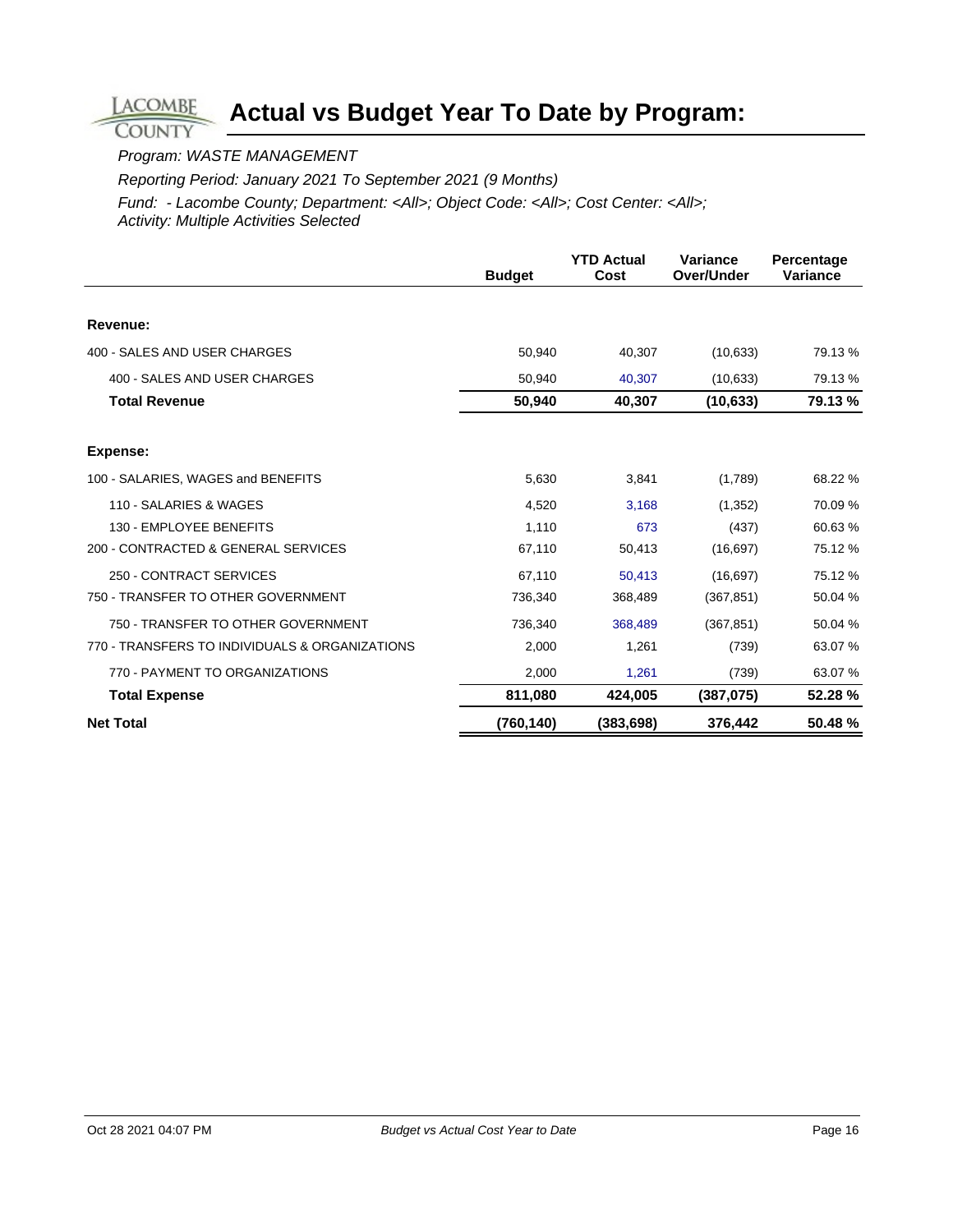# Actual vs Budget Year To Date by Program:

*Program: WASTE MANAGEMENT*

*Reporting Period: January 2021 To September 2021 (9 Months)*

*Fund: - Lacombe County; Department: <All>; Object Code: <All>; Cost Center: <All>; Activity: Multiple Activities Selected*

| | Budget | YTD Actual Cost | Variance Over/Under | Percentage Variance |
|---|---|---|---|---|
| **Revenue:** | | | | |
| 400 - SALES AND USER CHARGES | 50,940 | 40,307 | (10,633) | 79.13 % |
| 400 - SALES AND USER CHARGES | 50,940 | 40,307 | (10,633) | 79.13 % |
| **Total Revenue** | **50,940** | **40,307** | **(10,633)** | **79.13 %** |
| **Expense:** | | | | |
| 100 - SALARIES, WAGES and BENEFITS | 5,630 | 3,841 | (1,789) | 68.22 % |
| 110 - SALARIES & WAGES | 4,520 | 3,168 | (1,352) | 70.09 % |
| 130 - EMPLOYEE BENEFITS | 1,110 | 673 | (437) | 60.63 % |
| 200 - CONTRACTED & GENERAL SERVICES | 67,110 | 50,413 | (16,697) | 75.12 % |
| 250 - CONTRACT SERVICES | 67,110 | 50,413 | (16,697) | 75.12 % |
| 750 - TRANSFER TO OTHER GOVERNMENT | 736,340 | 368,489 | (367,851) | 50.04 % |
| 750 - TRANSFER TO OTHER GOVERNMENT | 736,340 | 368,489 | (367,851) | 50.04 % |
| 770 - TRANSFERS TO INDIVIDUALS & ORGANIZATIONS | 2,000 | 1,261 | (739) | 63.07 % |
| 770 - PAYMENT TO ORGANIZATIONS | 2,000 | 1,261 | (739) | 63.07 % |
| **Total Expense** | **811,080** | **424,005** | **(387,075)** | **52.28 %** |
| **Net Total** | **(760,140)** | **(383,698)** | **376,442** | **50.48 %** |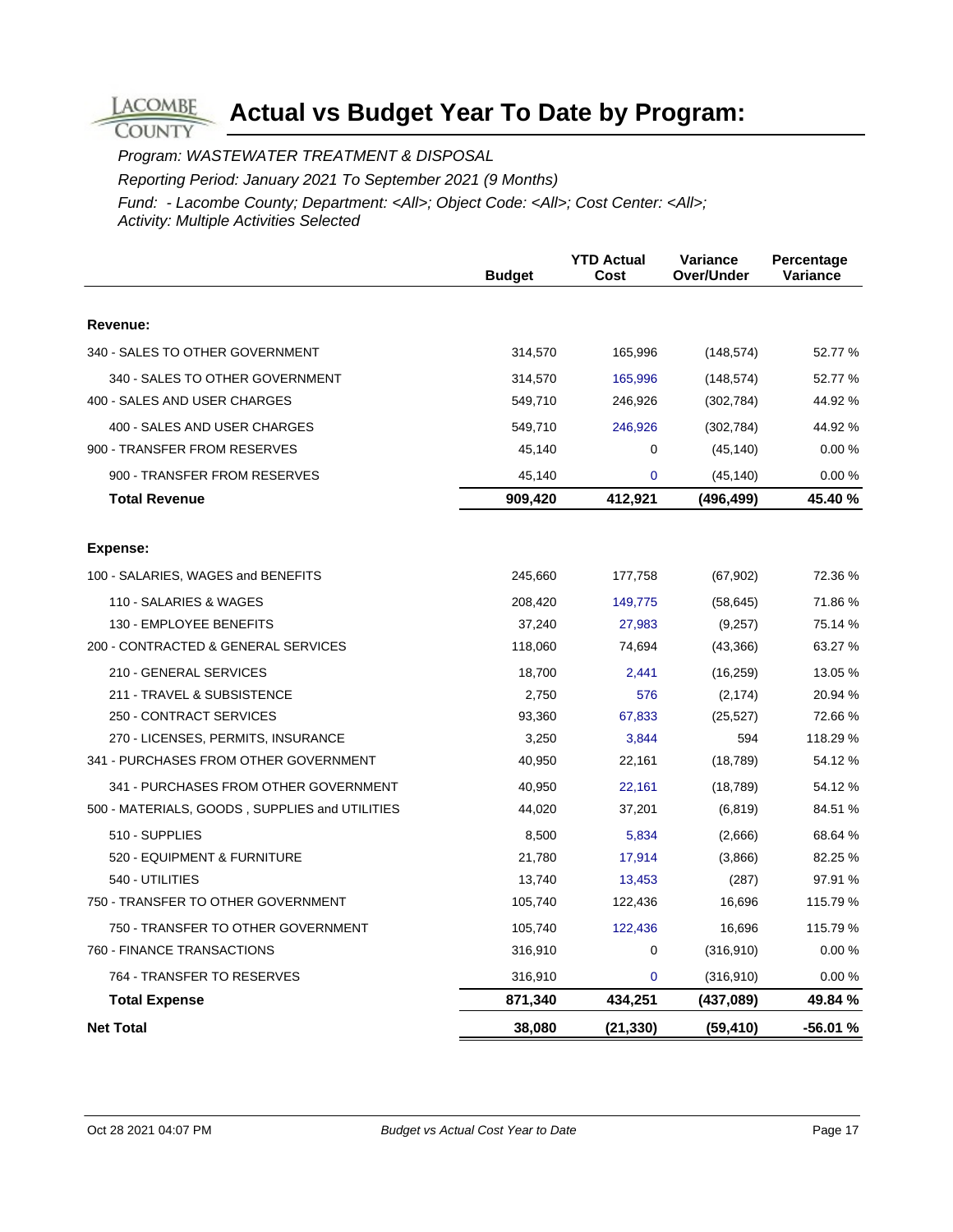# Actual vs Budget Year To Date by Program:

*Program: WASTEWATER TREATMENT & DISPOSAL*

*Reporting Period: January 2021 To September 2021 (9 Months)*

*Fund: - Lacombe County; Department: <All>; Object Code: <All>; Cost Center: <All>; Activity: Multiple Activities Selected*

| | Budget | YTD Actual Cost | Variance Over/Under | Percentage Variance |
|---|---|---|---|---|
| **Revenue:** | | | | |
| 340 - SALES TO OTHER GOVERNMENT | 314,570 | 165,996 | (148,574) | 52.77 % |
| 340 - SALES TO OTHER GOVERNMENT | 314,570 | 165,996 | (148,574) | 52.77 % |
| 400 - SALES AND USER CHARGES | 549,710 | 246,926 | (302,784) | 44.92 % |
| 400 - SALES AND USER CHARGES | 549,710 | 246,926 | (302,784) | 44.92 % |
| 900 - TRANSFER FROM RESERVES | 45,140 | 0 | (45,140) | 0.00 % |
| 900 - TRANSFER FROM RESERVES | 45,140 | 0 | (45,140) | 0.00 % |
| **Total Revenue** | **909,420** | **412,921** | **(496,499)** | **45.40 %** |
| **Expense:** | | | | |
| 100 - SALARIES, WAGES and BENEFITS | 245,660 | 177,758 | (67,902) | 72.36 % |
| 110 - SALARIES & WAGES | 208,420 | 149,775 | (58,645) | 71.86 % |
| 130 - EMPLOYEE BENEFITS | 37,240 | 27,983 | (9,257) | 75.14 % |
| 200 - CONTRACTED & GENERAL SERVICES | 118,060 | 74,694 | (43,366) | 63.27 % |
| 210 - GENERAL SERVICES | 18,700 | 2,441 | (16,259) | 13.05 % |
| 211 - TRAVEL & SUBSISTENCE | 2,750 | 576 | (2,174) | 20.94 % |
| 250 - CONTRACT SERVICES | 93,360 | 67,833 | (25,527) | 72.66 % |
| 270 - LICENSES, PERMITS, INSURANCE | 3,250 | 3,844 | 594 | 118.29 % |
| 341 - PURCHASES FROM OTHER GOVERNMENT | 40,950 | 22,161 | (18,789) | 54.12 % |
| 341 - PURCHASES FROM OTHER GOVERNMENT | 40,950 | 22,161 | (18,789) | 54.12 % |
| 500 - MATERIALS, GOODS , SUPPLIES and UTILITIES | 44,020 | 37,201 | (6,819) | 84.51 % |
| 510 - SUPPLIES | 8,500 | 5,834 | (2,666) | 68.64 % |
| 520 - EQUIPMENT & FURNITURE | 21,780 | 17,914 | (3,866) | 82.25 % |
| 540 - UTILITIES | 13,740 | 13,453 | (287) | 97.91 % |
| 750 - TRANSFER TO OTHER GOVERNMENT | 105,740 | 122,436 | 16,696 | 115.79 % |
| 750 - TRANSFER TO OTHER GOVERNMENT | 105,740 | 122,436 | 16,696 | 115.79 % |
| 760 - FINANCE TRANSACTIONS | 316,910 | 0 | (316,910) | 0.00 % |
| 764 - TRANSFER TO RESERVES | 316,910 | 0 | (316,910) | 0.00 % |
| **Total Expense** | **871,340** | **434,251** | **(437,089)** | **49.84 %** |
| **Net Total** | **38,080** | **(21,330)** | **(59,410)** | **-56.01 %** |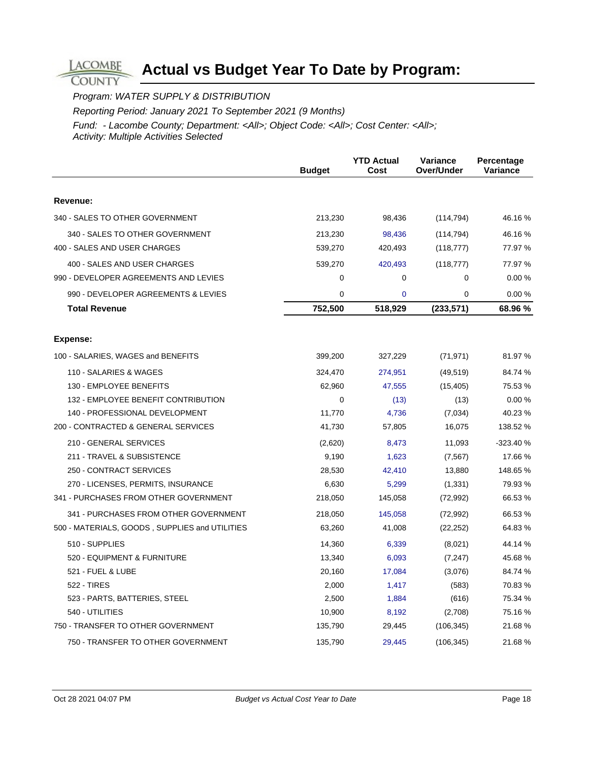# Actual vs Budget Year To Date by Program:

*Program: WATER SUPPLY & DISTRIBUTION*

*Reporting Period: January 2021 To September 2021 (9 Months)*

*Fund: - Lacombe County; Department: <All>; Object Code: <All>; Cost Center: <All>; Activity: Multiple Activities Selected*

| | Budget | YTD Actual Cost | Variance Over/Under | Percentage Variance |
|---|---|---|---|---|
| **Revenue:** | | | | |
| 340 - SALES TO OTHER GOVERNMENT | 213,230 | 98,436 | (114,794) | 46.16 % |
| 340 - SALES TO OTHER GOVERNMENT | 213,230 | 98,436 | (114,794) | 46.16 % |
| 400 - SALES AND USER CHARGES | 539,270 | 420,493 | (118,777) | 77.97 % |
| 400 - SALES AND USER CHARGES | 539,270 | 420,493 | (118,777) | 77.97 % |
| 990 - DEVELOPER AGREEMENTS AND LEVIES | 0 | 0 | 0 | 0.00 % |
| 990 - DEVELOPER AGREEMENTS & LEVIES | 0 | 0 | 0 | 0.00 % |
| **Total Revenue** | **752,500** | **518,929** | **(233,571)** | **68.96 %** |
| **Expense:** | | | | |
| 100 - SALARIES, WAGES and BENEFITS | 399,200 | 327,229 | (71,971) | 81.97 % |
| 110 - SALARIES & WAGES | 324,470 | 274,951 | (49,519) | 84.74 % |
| 130 - EMPLOYEE BENEFITS | 62,960 | 47,555 | (15,405) | 75.53 % |
| 132 - EMPLOYEE BENEFIT CONTRIBUTION | 0 | (13) | (13) | 0.00 % |
| 140 - PROFESSIONAL DEVELOPMENT | 11,770 | 4,736 | (7,034) | 40.23 % |
| 200 - CONTRACTED & GENERAL SERVICES | 41,730 | 57,805 | 16,075 | 138.52 % |
| 210 - GENERAL SERVICES | (2,620) | 8,473 | 11,093 | -323.40 % |
| 211 - TRAVEL & SUBSISTENCE | 9,190 | 1,623 | (7,567) | 17.66 % |
| 250 - CONTRACT SERVICES | 28,530 | 42,410 | 13,880 | 148.65 % |
| 270 - LICENSES, PERMITS, INSURANCE | 6,630 | 5,299 | (1,331) | 79.93 % |
| 341 - PURCHASES FROM OTHER GOVERNMENT | 218,050 | 145,058 | (72,992) | 66.53 % |
| 341 - PURCHASES FROM OTHER GOVERNMENT | 218,050 | 145,058 | (72,992) | 66.53 % |
| 500 - MATERIALS, GOODS , SUPPLIES and UTILITIES | 63,260 | 41,008 | (22,252) | 64.83 % |
| 510 - SUPPLIES | 14,360 | 6,339 | (8,021) | 44.14 % |
| 520 - EQUIPMENT & FURNITURE | 13,340 | 6,093 | (7,247) | 45.68 % |
| 521 - FUEL & LUBE | 20,160 | 17,084 | (3,076) | 84.74 % |
| 522 - TIRES | 2,000 | 1,417 | (583) | 70.83 % |
| 523 - PARTS, BATTERIES, STEEL | 2,500 | 1,884 | (616) | 75.34 % |
| 540 - UTILITIES | 10,900 | 8,192 | (2,708) | 75.16 % |
| 750 - TRANSFER TO OTHER GOVERNMENT | 135,790 | 29,445 | (106,345) | 21.68 % |
| 750 - TRANSFER TO OTHER GOVERNMENT | 135,790 | 29,445 | (106,345) | 21.68 % |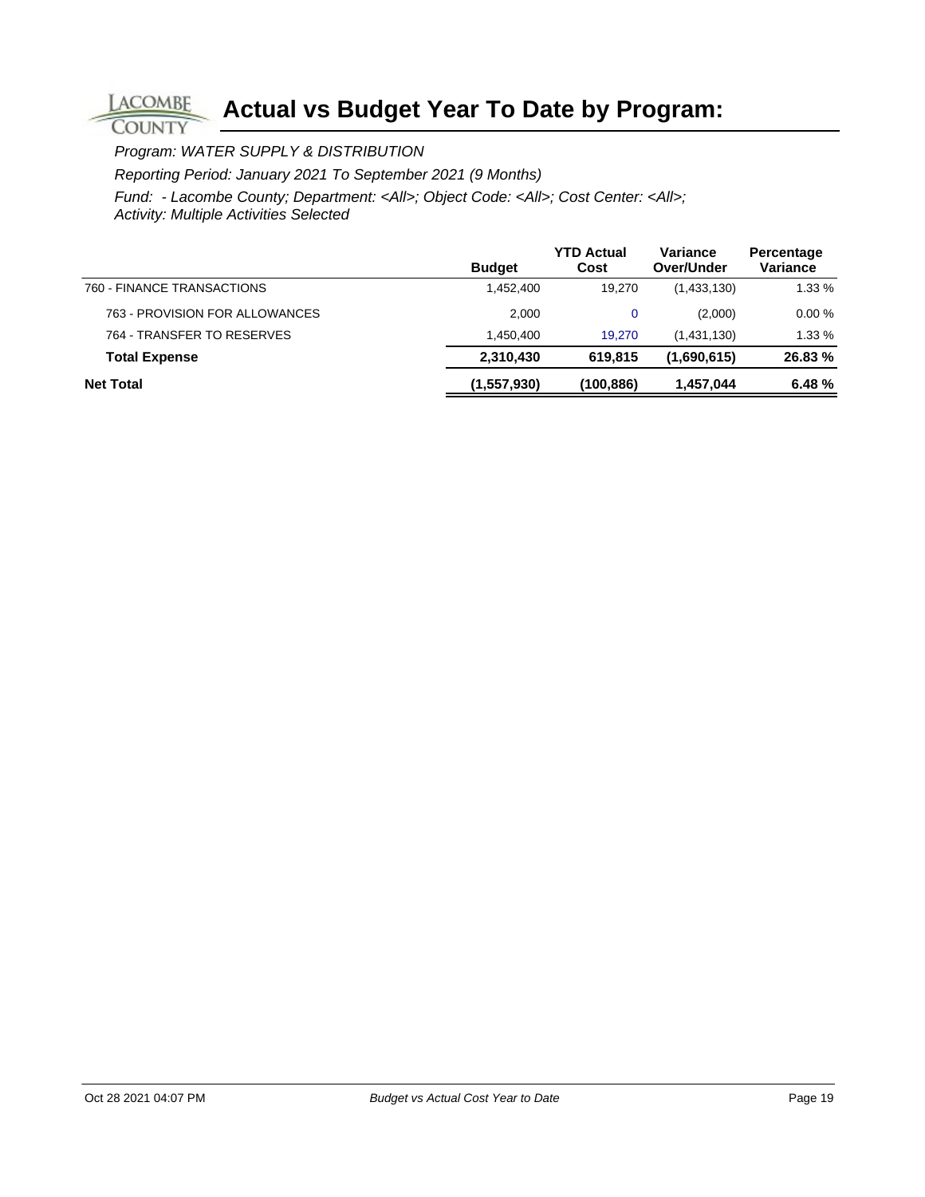# Actual vs Budget Year To Date by Program:

*Program: WATER SUPPLY & DISTRIBUTION*

*Reporting Period: January 2021 To September 2021 (9 Months)*

*Fund: - Lacombe County; Department: <All>; Object Code: <All>; Cost Center: <All>; Activity: Multiple Activities Selected*

| | Budget | YTD Actual Cost | Variance Over/Under | Percentage Variance |
|---|---|---|---|---|
| 760 - FINANCE TRANSACTIONS | 1,452,400 | 19,270 | (1,433,130) | 1.33 % |
| 763 - PROVISION FOR ALLOWANCES | 2,000 | 0 | (2,000) | 0.00 % |
| 764 - TRANSFER TO RESERVES | 1,450,400 | 19,270 | (1,431,130) | 1.33 % |
| **Total Expense** | **2,310,430** | **619,815** | **(1,690,615)** | **26.83 %** |
| **Net Total** | **(1,557,930)** | **(100,886)** | **1,457,044** | **6.48 %** |